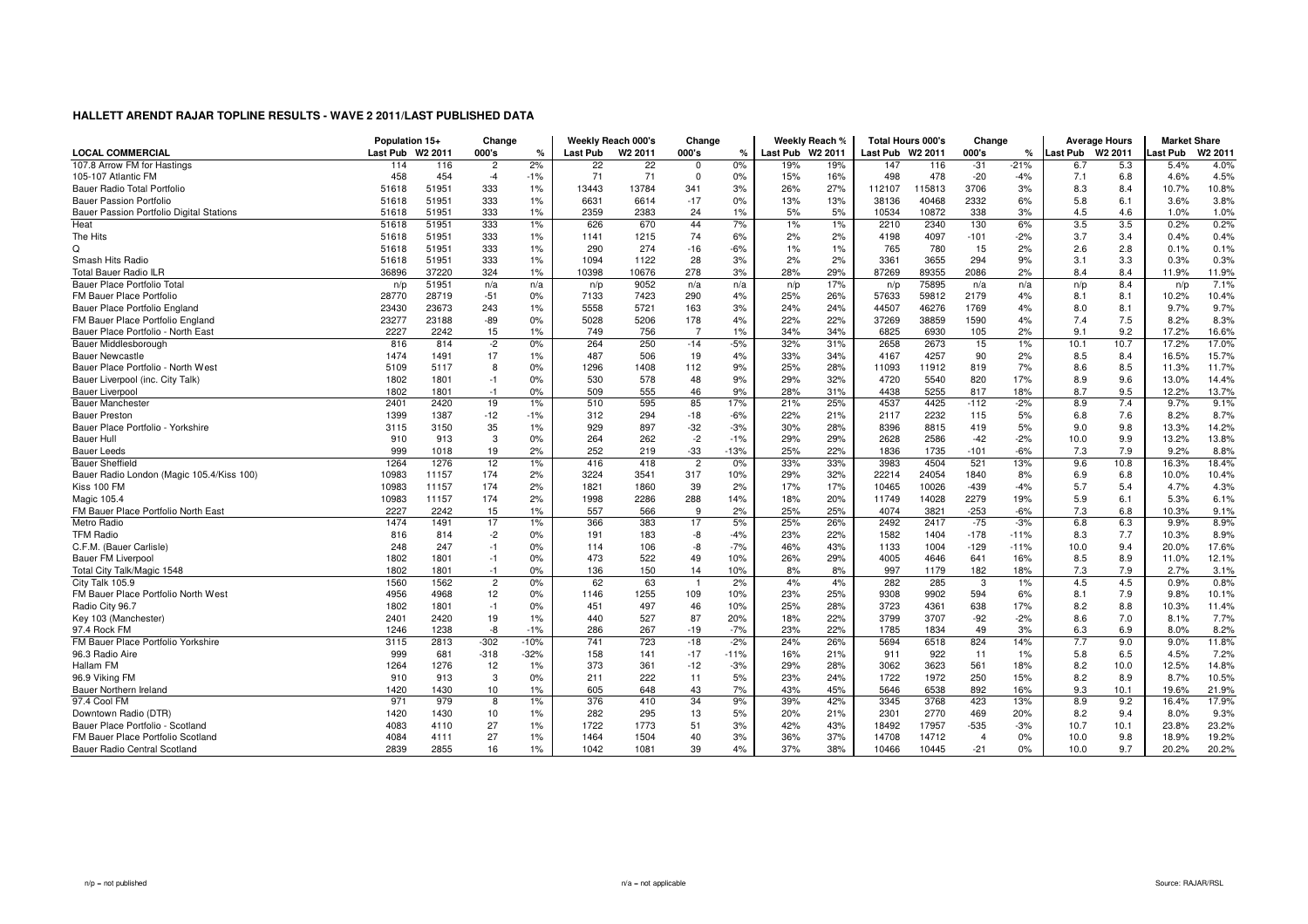## HALLETT ARENDT RAJAR TOPLINE RESULTS - WAVE 2 2011/LAST PUBLISHED DATA

| LOCAL COMMERCIAL | Population 15+ | | Change | | Weekly Reach 000's | | Change | | Weekly Reach % | | Total Hours 000's | | Change | | Average Hours | | Market Share | |
|---|---|---|---|---|---|---|---|---|---|---|---|---|---|---|---|---|---|---|
| | Last Pub | W2 2011 | 000's | % | Last Pub | W2 2011 | 000's | % | Last Pub | W2 2011 | Last Pub | W2 2011 | 000's | % | Last Pub | W2 2011 | Last Pub | W2 2011 |
| 107.8 Arrow FM for Hastings | 114 | 116 | 2 | 2% | 22 | 22 | 0 | 0% | 19% | 19% | 147 | 116 | -31 | -21% | 6.7 | 5.3 | 5.4% | 4.0% |
| 105-107 Atlantic FM | 458 | 454 | -4 | -1% | 71 | 71 | 0 | 0% | 15% | 16% | 498 | 478 | -20 | -4% | 7.1 | 6.8 | 4.6% | 4.5% |
| Bauer Radio Total Portfolio | 51618 | 51951 | 333 | 1% | 13443 | 13784 | 341 | 3% | 26% | 27% | 112107 | 115813 | 3706 | 3% | 8.3 | 8.4 | 10.7% | 10.8% |
| Bauer Passion Portfolio | 51618 | 51951 | 333 | 1% | 6631 | 6614 | -17 | 0% | 13% | 13% | 38136 | 40468 | 2332 | 6% | 5.8 | 6.1 | 3.6% | 3.8% |
| Bauer Passion Portfolio Digital Stations | 51618 | 51951 | 333 | 1% | 2359 | 2383 | 24 | 1% | 5% | 5% | 10534 | 10872 | 338 | 3% | 4.5 | 4.6 | 1.0% | 1.0% |
| Heat | 51618 | 51951 | 333 | 1% | 626 | 670 | 44 | 7% | 1% | 1% | 2210 | 2340 | 130 | 6% | 3.5 | 3.5 | 0.2% | 0.2% |
| The Hits | 51618 | 51951 | 333 | 1% | 1141 | 1215 | 74 | 6% | 2% | 2% | 4198 | 4097 | -101 | -2% | 3.7 | 3.4 | 0.4% | 0.4% |
| Q | 51618 | 51951 | 333 | 1% | 290 | 274 | -16 | -6% | 1% | 1% | 765 | 780 | 15 | 2% | 2.6 | 2.8 | 0.1% | 0.1% |
| Smash Hits Radio | 51618 | 51951 | 333 | 1% | 1094 | 1122 | 28 | 3% | 2% | 2% | 3361 | 3655 | 294 | 9% | 3.1 | 3.3 | 0.3% | 0.3% |
| Total Bauer Radio ILR | 36896 | 37220 | 324 | 1% | 10398 | 10676 | 278 | 3% | 28% | 29% | 87269 | 89355 | 2086 | 2% | 8.4 | 8.4 | 11.9% | 11.9% |
| Bauer Place Portfolio Total | n/p | 51951 | n/a | n/a | n/p | 9052 | n/a | n/a | n/p | 17% | n/p | 75895 | n/a | n/a | n/p | 8.4 | n/p | 7.1% |
| FM Bauer Place Portfolio | 28770 | 28719 | -51 | 0% | 7133 | 7423 | 290 | 4% | 25% | 26% | 57633 | 59812 | 2179 | 4% | 8.1 | 8.1 | 10.2% | 10.4% |
| Bauer Place Portfolio England | 23430 | 23673 | 243 | 1% | 5558 | 5721 | 163 | 3% | 24% | 24% | 44507 | 46276 | 1769 | 4% | 8.0 | 8.1 | 9.7% | 9.7% |
| FM Bauer Place Portfolio England | 23277 | 23188 | -89 | 0% | 5028 | 5206 | 178 | 4% | 22% | 22% | 37269 | 38859 | 1590 | 4% | 7.4 | 7.5 | 8.2% | 8.3% |
| Bauer Place Portfolio - North East | 2227 | 2242 | 15 | 1% | 749 | 756 | 7 | 1% | 34% | 34% | 6825 | 6930 | 105 | 2% | 9.1 | 9.2 | 17.2% | 16.6% |
| Bauer Middlesborough | 816 | 814 | -2 | 0% | 264 | 250 | -14 | -5% | 32% | 31% | 2658 | 2673 | 15 | 1% | 10.1 | 10.7 | 17.2% | 17.0% |
| Bauer Newcastle | 1474 | 1491 | 17 | 1% | 487 | 506 | 19 | 4% | 33% | 34% | 4167 | 4257 | 90 | 2% | 8.5 | 8.4 | 16.5% | 15.7% |
| Bauer Place Portfolio - North West | 5109 | 5117 | 8 | 0% | 1296 | 1408 | 112 | 9% | 25% | 28% | 11093 | 11912 | 819 | 7% | 8.6 | 8.5 | 11.3% | 11.7% |
| Bauer Liverpool (inc. City Talk) | 1802 | 1801 | -1 | 0% | 530 | 578 | 48 | 9% | 29% | 32% | 4720 | 5540 | 820 | 17% | 8.9 | 9.6 | 13.0% | 14.4% |
| Bauer Liverpool | 1802 | 1801 | -1 | 0% | 509 | 555 | 46 | 9% | 28% | 31% | 4438 | 5255 | 817 | 18% | 8.7 | 9.5 | 12.2% | 13.7% |
| Bauer Manchester | 2401 | 2420 | 19 | 1% | 510 | 595 | 85 | 17% | 21% | 25% | 4537 | 4425 | -112 | -2% | 8.9 | 7.4 | 9.7% | 9.1% |
| Bauer Preston | 1399 | 1387 | -12 | -1% | 312 | 294 | -18 | -6% | 22% | 21% | 2117 | 2232 | 115 | 5% | 6.8 | 7.6 | 8.2% | 8.7% |
| Bauer Place Portfolio - Yorkshire | 3115 | 3150 | 35 | 1% | 929 | 897 | -32 | -3% | 30% | 28% | 8396 | 8815 | 419 | 5% | 9.0 | 9.8 | 13.3% | 14.2% |
| Bauer Hull | 910 | 913 | 3 | 0% | 264 | 262 | -2 | -1% | 29% | 29% | 2628 | 2586 | -42 | -2% | 10.0 | 9.9 | 13.2% | 13.8% |
| Bauer Leeds | 999 | 1018 | 19 | 2% | 252 | 219 | -33 | -13% | 25% | 22% | 1836 | 1735 | -101 | -6% | 7.3 | 7.9 | 9.2% | 8.8% |
| Bauer Sheffield | 1264 | 1276 | 12 | 1% | 416 | 418 | 2 | 0% | 33% | 33% | 3983 | 4504 | 521 | 13% | 9.6 | 10.8 | 16.3% | 18.4% |
| Bauer Radio London (Magic 105.4/Kiss 100) | 10983 | 11157 | 174 | 2% | 3224 | 3541 | 317 | 10% | 29% | 32% | 22214 | 24054 | 1840 | 8% | 6.9 | 6.8 | 10.0% | 10.4% |
| Kiss 100 FM | 10983 | 11157 | 174 | 2% | 1821 | 1860 | 39 | 2% | 17% | 17% | 10465 | 10026 | -439 | -4% | 5.7 | 5.4 | 4.7% | 4.3% |
| Magic 105.4 | 10983 | 11157 | 174 | 2% | 1998 | 2286 | 288 | 14% | 18% | 20% | 11749 | 14028 | 2279 | 19% | 5.9 | 6.1 | 5.3% | 6.1% |
| FM Bauer Place Portfolio North East | 2227 | 2242 | 15 | 1% | 557 | 566 | 9 | 2% | 25% | 25% | 4074 | 3821 | -253 | -6% | 7.3 | 6.8 | 10.3% | 9.1% |
| Metro Radio | 1474 | 1491 | 17 | 1% | 366 | 383 | 17 | 5% | 25% | 26% | 2492 | 2417 | -75 | -3% | 6.8 | 6.3 | 9.9% | 8.9% |
| TFM Radio | 816 | 814 | -2 | 0% | 191 | 183 | -8 | -4% | 23% | 22% | 1582 | 1404 | -178 | -11% | 8.3 | 7.7 | 10.3% | 8.9% |
| C.F.M. (Bauer Carlisle) | 248 | 247 | -1 | 0% | 114 | 106 | -8 | -7% | 46% | 43% | 1133 | 1004 | -129 | -11% | 10.0 | 9.4 | 20.0% | 17.6% |
| Bauer FM Liverpool | 1802 | 1801 | -1 | 0% | 473 | 522 | 49 | 10% | 26% | 29% | 4005 | 4646 | 641 | 16% | 8.5 | 8.9 | 11.0% | 12.1% |
| Total City Talk/Magic 1548 | 1802 | 1801 | -1 | 0% | 136 | 150 | 14 | 10% | 8% | 8% | 997 | 1179 | 182 | 18% | 7.3 | 7.9 | 2.7% | 3.1% |
| City Talk 105.9 | 1560 | 1562 | 2 | 0% | 62 | 63 | 1 | 2% | 4% | 4% | 282 | 285 | 3 | 1% | 4.5 | 4.5 | 0.9% | 0.8% |
| FM Bauer Place Portfolio North West | 4956 | 4968 | 12 | 0% | 1146 | 1255 | 109 | 10% | 23% | 25% | 9308 | 9902 | 594 | 6% | 8.1 | 7.9 | 9.8% | 10.1% |
| Radio City 96.7 | 1802 | 1801 | -1 | 0% | 451 | 497 | 46 | 10% | 25% | 28% | 3723 | 4361 | 638 | 17% | 8.2 | 8.8 | 10.3% | 11.4% |
| Key 103 (Manchester) | 2401 | 2420 | 19 | 1% | 440 | 527 | 87 | 20% | 18% | 22% | 3799 | 3707 | -92 | -2% | 8.6 | 7.0 | 8.1% | 7.7% |
| 97.4 Rock FM | 1246 | 1238 | -8 | -1% | 286 | 267 | -19 | -7% | 23% | 22% | 1785 | 1834 | 49 | 3% | 6.3 | 6.9 | 8.0% | 8.2% |
| FM Bauer Place Portfolio Yorkshire | 3115 | 2813 | -302 | -10% | 741 | 723 | -18 | -2% | 24% | 26% | 5694 | 6518 | 824 | 14% | 7.7 | 9.0 | 9.0% | 11.8% |
| 96.3 Radio Aire | 999 | 681 | -318 | -32% | 158 | 141 | -17 | -11% | 16% | 21% | 911 | 922 | 11 | 1% | 5.8 | 6.5 | 4.5% | 7.2% |
| Hallam FM | 1264 | 1276 | 12 | 1% | 373 | 361 | -12 | -3% | 29% | 28% | 3062 | 3623 | 561 | 18% | 8.2 | 10.0 | 12.5% | 14.8% |
| 96.9 Viking FM | 910 | 913 | 3 | 0% | 211 | 222 | 11 | 5% | 23% | 24% | 1722 | 1972 | 250 | 15% | 8.2 | 8.9 | 8.7% | 10.5% |
| Bauer Northern Ireland | 1420 | 1430 | 10 | 1% | 605 | 648 | 43 | 7% | 43% | 45% | 5646 | 6538 | 892 | 16% | 9.3 | 10.1 | 19.6% | 21.9% |
| 97.4 Cool FM | 971 | 979 | 8 | 1% | 376 | 410 | 34 | 9% | 39% | 42% | 3345 | 3768 | 423 | 13% | 8.9 | 9.2 | 16.4% | 17.9% |
| Downtown Radio (DTR) | 1420 | 1430 | 10 | 1% | 282 | 295 | 13 | 5% | 20% | 21% | 2301 | 2770 | 469 | 20% | 8.2 | 9.4 | 8.0% | 9.3% |
| Bauer Place Portfolio - Scotland | 4083 | 4110 | 27 | 1% | 1722 | 1773 | 51 | 3% | 42% | 43% | 18492 | 17957 | -535 | -3% | 10.7 | 10.1 | 23.8% | 23.2% |
| FM Bauer Place Portfolio Scotland | 4084 | 4111 | 27 | 1% | 1464 | 1504 | 40 | 3% | 36% | 37% | 14708 | 14712 | 4 | 0% | 10.0 | 9.8 | 18.9% | 19.2% |
| Bauer Radio Central Scotland | 2839 | 2855 | 16 | 1% | 1042 | 1081 | 39 | 4% | 37% | 38% | 10466 | 10445 | -21 | 0% | 10.0 | 9.7 | 20.2% | 20.2% |

n/p = not published

n/a = not applicable

Source: RAJAR/RSL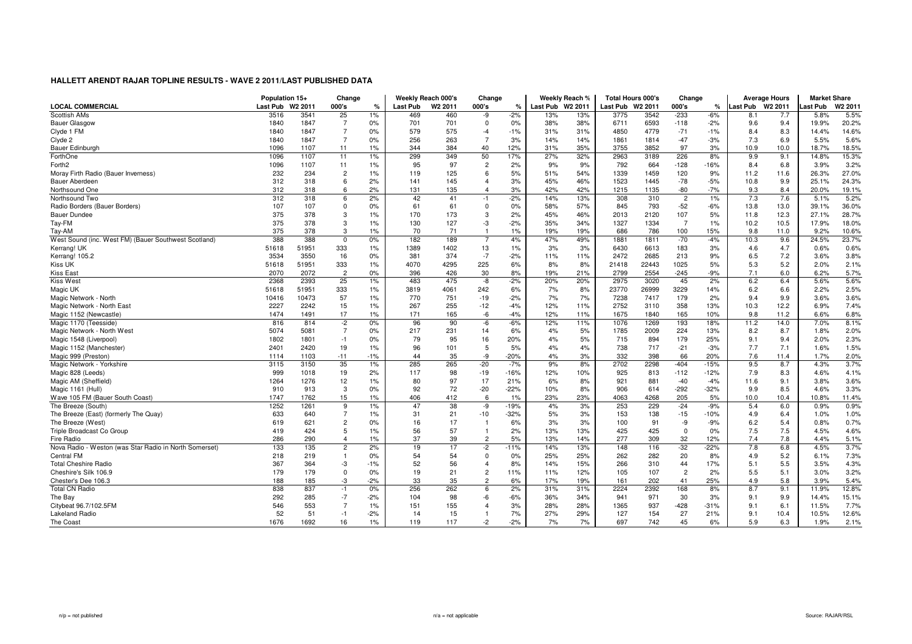## HALLETT ARENDT RAJAR TOPLINE RESULTS - WAVE 2 2011/LAST PUBLISHED DATA

| LOCAL COMMERCIAL | Population 15+ | | Change | | Weekly Reach 000's | | Change | | Weekly Reach % | | Total Hours 000's | | Change | | Average Hours | | Market Share | |
|---|---|---|---|---|---|---|---|---|---|---|---|---|---|---|---|---|---|---|
| | Last Pub | W2 2011 | 000's | % | Last Pub | W2 2011 | 000's | % | Last Pub | W2 2011 | Last Pub | W2 2011 | 000's | % | Last Pub | W2 2011 | Last Pub | W2 2011 |
| Scottish AMs | 3516 | 3541 | 25 | 1% | 469 | 460 | -9 | -2% | 13% | 13% | 3775 | 3542 | -233 | -6% | 8.1 | 7.7 | 5.8% | 5.5% |
| Bauer Glasgow | 1840 | 1847 | 7 | 0% | 701 | 701 | 0 | 0% | 38% | 38% | 6711 | 6593 | -118 | -2% | 9.6 | 9.4 | 19.9% | 20.2% |
| Clyde 1 FM | 1840 | 1847 | 7 | 0% | 579 | 575 | -4 | -1% | 31% | 31% | 4850 | 4779 | -71 | -1% | 8.4 | 8.3 | 14.4% | 14.6% |
| Clyde 2 | 1840 | 1847 | 7 | 0% | 256 | 263 | 7 | 3% | 14% | 14% | 1861 | 1814 | -47 | -3% | 7.3 | 6.9 | 5.5% | 5.6% |
| Bauer Edinburgh | 1096 | 1107 | 11 | 1% | 344 | 384 | 40 | 12% | 31% | 35% | 3755 | 3852 | 97 | 3% | 10.9 | 10.0 | 18.7% | 18.5% |
| ForthOne | 1096 | 1107 | 11 | 1% | 299 | 349 | 50 | 17% | 27% | 32% | 2963 | 3189 | 226 | 8% | 9.9 | 9.1 | 14.8% | 15.3% |
| Forth2 | 1096 | 1107 | 11 | 1% | 95 | 97 | 2 | 2% | 9% | 9% | 792 | 664 | -128 | -16% | 8.4 | 6.8 | 3.9% | 3.2% |
| Moray Firth Radio (Bauer Inverness) | 232 | 234 | 2 | 1% | 119 | 125 | 6 | 5% | 51% | 54% | 1339 | 1459 | 120 | 9% | 11.2 | 11.6 | 26.3% | 27.0% |
| Bauer Aberdeen | 312 | 318 | 6 | 2% | 141 | 145 | 4 | 3% | 45% | 46% | 1523 | 1445 | -78 | -5% | 10.8 | 9.9 | 25.1% | 24.3% |
| Northsound One | 312 | 318 | 6 | 2% | 131 | 135 | 4 | 3% | 42% | 42% | 1215 | 1135 | -80 | -7% | 9.3 | 8.4 | 20.0% | 19.1% |
| Northsound Two | 312 | 318 | 6 | 2% | 42 | 41 | -1 | -2% | 14% | 13% | 308 | 310 | 2 | 1% | 7.3 | 7.6 | 5.1% | 5.2% |
| Radio Borders (Bauer Borders) | 107 | 107 | 0 | 0% | 61 | 61 | 0 | 0% | 58% | 57% | 845 | 793 | -52 | -6% | 13.8 | 13.0 | 39.1% | 36.0% |
| Bauer Dundee | 375 | 378 | 3 | 1% | 170 | 173 | 3 | 2% | 45% | 46% | 2013 | 2120 | 107 | 5% | 11.8 | 12.3 | 27.1% | 28.7% |
| Tay-FM | 375 | 378 | 3 | 1% | 130 | 127 | -3 | -2% | 35% | 34% | 1327 | 1334 | 7 | 1% | 10.2 | 10.5 | 17.9% | 18.0% |
| Tay-AM | 375 | 378 | 3 | 1% | 70 | 71 | 1 | 1% | 19% | 19% | 686 | 786 | 100 | 15% | 9.8 | 11.0 | 9.2% | 10.6% |
| West Sound (inc. West FM) (Bauer Southwest Scotland) | 388 | 388 | 0 | 0% | 182 | 189 | 7 | 4% | 47% | 49% | 1881 | 1811 | -70 | -4% | 10.3 | 9.6 | 24.5% | 23.7% |
| Kerrang! UK | 51618 | 51951 | 333 | 1% | 1389 | 1402 | 13 | 1% | 3% | 3% | 6430 | 6613 | 183 | 3% | 4.6 | 4.7 | 0.6% | 0.6% |
| Kerrang! 105.2 | 3534 | 3550 | 16 | 0% | 381 | 374 | -7 | -2% | 11% | 11% | 2472 | 2685 | 213 | 9% | 6.5 | 7.2 | 3.6% | 3.8% |
| Kiss UK | 51618 | 51951 | 333 | 1% | 4070 | 4295 | 225 | 6% | 8% | 8% | 21418 | 22443 | 1025 | 5% | 5.3 | 5.2 | 2.0% | 2.1% |
| Kiss East | 2070 | 2072 | 2 | 0% | 396 | 426 | 30 | 8% | 19% | 21% | 2799 | 2554 | -245 | -9% | 7.1 | 6.0 | 6.2% | 5.7% |
| Kiss West | 2368 | 2393 | 25 | 1% | 483 | 475 | -8 | -2% | 20% | 20% | 2975 | 3020 | 45 | 2% | 6.2 | 6.4 | 5.6% | 5.6% |
| Magic UK | 51618 | 51951 | 333 | 1% | 3819 | 4061 | 242 | 6% | 7% | 8% | 23770 | 26999 | 3229 | 14% | 6.2 | 6.6 | 2.2% | 2.5% |
| Magic Network - North | 10416 | 10473 | 57 | 1% | 770 | 751 | -19 | -2% | 7% | 7% | 7238 | 7417 | 179 | 2% | 9.4 | 9.9 | 3.6% | 3.6% |
| Magic Network - North East | 2227 | 2242 | 15 | 1% | 267 | 255 | -12 | -4% | 12% | 11% | 2752 | 3110 | 358 | 13% | 10.3 | 12.2 | 6.9% | 7.4% |
| Magic 1152 (Newcastle) | 1474 | 1491 | 17 | 1% | 171 | 165 | -6 | -4% | 12% | 11% | 1675 | 1840 | 165 | 10% | 9.8 | 11.2 | 6.6% | 6.8% |
| Magic 1170 (Teesside) | 816 | 814 | -2 | 0% | 96 | 90 | -6 | -6% | 12% | 11% | 1076 | 1269 | 193 | 18% | 11.2 | 14.0 | 7.0% | 8.1% |
| Magic Network - North West | 5074 | 5081 | 7 | 0% | 217 | 231 | 14 | 6% | 4% | 5% | 1785 | 2009 | 224 | 13% | 8.2 | 8.7 | 1.8% | 2.0% |
| Magic 1548 (Liverpool) | 1802 | 1801 | -1 | 0% | 79 | 95 | 16 | 20% | 4% | 5% | 715 | 894 | 179 | 25% | 9.1 | 9.4 | 2.0% | 2.3% |
| Magic 1152 (Manchester) | 2401 | 2420 | 19 | 1% | 96 | 101 | 5 | 5% | 4% | 4% | 738 | 717 | -21 | -3% | 7.7 | 7.1 | 1.6% | 1.5% |
| Magic 999 (Preston) | 1114 | 1103 | -11 | -1% | 44 | 35 | -9 | -20% | 4% | 3% | 332 | 398 | 66 | 20% | 7.6 | 11.4 | 1.7% | 2.0% |
| Magic Network - Yorkshire | 3115 | 3150 | 35 | 1% | 285 | 265 | -20 | -7% | 9% | 8% | 2702 | 2298 | -404 | -15% | 9.5 | 8.7 | 4.3% | 3.7% |
| Magic 828 (Leeds) | 999 | 1018 | 19 | 2% | 117 | 98 | -19 | -16% | 12% | 10% | 925 | 813 | -112 | -12% | 7.9 | 8.3 | 4.6% | 4.1% |
| Magic AM (Sheffield) | 1264 | 1276 | 12 | 1% | 80 | 97 | 17 | 21% | 6% | 8% | 921 | 881 | -40 | -4% | 11.6 | 9.1 | 3.8% | 3.6% |
| Magic 1161 (Hull) | 910 | 913 | 3 | 0% | 92 | 72 | -20 | -22% | 10% | 8% | 906 | 614 | -292 | -32% | 9.9 | 8.5 | 4.6% | 3.3% |
| Wave 105 FM (Bauer South Coast) | 1747 | 1762 | 15 | 1% | 406 | 412 | 6 | 1% | 23% | 23% | 4063 | 4268 | 205 | 5% | 10.0 | 10.4 | 10.8% | 11.4% |
| The Breeze (South) | 1252 | 1261 | 9 | 1% | 47 | 38 | -9 | -19% | 4% | 3% | 253 | 229 | -24 | -9% | 5.4 | 6.0 | 0.9% | 0.9% |
| The Breeze (East) (formerly The Quay) | 633 | 640 | 7 | 1% | 31 | 21 | -10 | -32% | 5% | 3% | 153 | 138 | -15 | -10% | 4.9 | 6.4 | 1.0% | 1.0% |
| The Breeze (West) | 619 | 621 | 2 | 0% | 16 | 17 | 1 | 6% | 3% | 3% | 100 | 91 | -9 | -9% | 6.2 | 5.4 | 0.8% | 0.7% |
| Triple Broadcast Co Group | 419 | 424 | 5 | 1% | 56 | 57 | 1 | 2% | 13% | 13% | 425 | 425 | 0 | 0% | 7.5 | 7.5 | 4.5% | 4.6% |
| Fire Radio | 286 | 290 | 4 | 1% | 37 | 39 | 2 | 5% | 13% | 14% | 277 | 309 | 32 | 12% | 7.4 | 7.8 | 4.4% | 5.1% |
| Nova Radio - Weston (was Star Radio in North Somerset) | 133 | 135 | 2 | 2% | 19 | 17 | -2 | -11% | 14% | 13% | 148 | 116 | -32 | -22% | 7.8 | 6.8 | 4.5% | 3.7% |
| Central FM | 218 | 219 | 1 | 0% | 54 | 54 | 0 | 0% | 25% | 25% | 262 | 282 | 20 | 8% | 4.9 | 5.2 | 6.1% | 7.3% |
| Total Cheshire Radio | 367 | 364 | -3 | -1% | 52 | 56 | 4 | 8% | 14% | 15% | 266 | 310 | 44 | 17% | 5.1 | 5.5 | 3.5% | 4.3% |
| Cheshire's Silk 106.9 | 179 | 179 | 0 | 0% | 19 | 21 | 2 | 11% | 11% | 12% | 105 | 107 | 2 | 2% | 5.5 | 5.1 | 3.0% | 3.2% |
| Chester's Dee 106.3 | 188 | 185 | -3 | -2% | 33 | 35 | 2 | 6% | 17% | 19% | 161 | 202 | 41 | 25% | 4.9 | 5.8 | 3.9% | 5.4% |
| Total CN Radio | 838 | 837 | -1 | 0% | 256 | 262 | 6 | 2% | 31% | 31% | 2224 | 2392 | 168 | 8% | 8.7 | 9.1 | 11.9% | 12.8% |
| The Bay | 292 | 285 | -7 | -2% | 104 | 98 | -6 | -6% | 36% | 34% | 941 | 971 | 30 | 3% | 9.1 | 9.9 | 14.4% | 15.1% |
| Citybeat 96.7/102.5FM | 546 | 553 | 7 | 1% | 151 | 155 | 4 | 3% | 28% | 28% | 1365 | 937 | -428 | -31% | 9.1 | 6.1 | 11.5% | 7.7% |
| Lakeland Radio | 52 | 51 | -1 | -2% | 14 | 15 | 1 | 7% | 27% | 29% | 127 | 154 | 27 | 21% | 9.1 | 10.4 | 10.5% | 12.6% |
| The Coast | 1676 | 1692 | 16 | 1% | 119 | 117 | -2 | -2% | 7% | 7% | 697 | 742 | 45 | 6% | 5.9 | 6.3 | 1.9% | 2.1% |

n/p = not published

n/a = not applicable

Source: RAJAR/RSL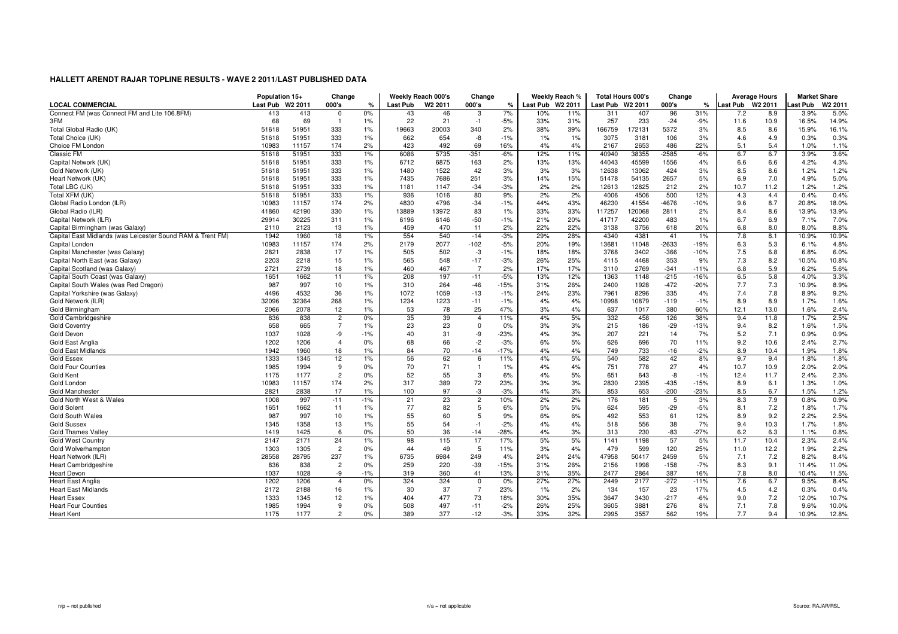## HALLETT ARENDT RAJAR TOPLINE RESULTS - WAVE 2 2011/LAST PUBLISHED DATA

| LOCAL COMMERCIAL | Population 15+ | | Change | | Weekly Reach 000's | | Change | | Weekly Reach % | | Total Hours 000's | | Change | | Average Hours | | Market Share | |
|---|---|---|---|---|---|---|---|---|---|---|---|---|---|---|---|---|---|---|
| | Last Pub | W2 2011 | 000's | % | Last Pub | W2 2011 | 000's | % | Last Pub | W2 2011 | Last Pub | W2 2011 | 000's | % | Last Pub | W2 2011 | Last Pub | W2 2011 |
| Connect FM (was Connect FM and Lite 106.8FM) | 413 | 413 | 0 | 0% | 43 | 46 | 3 | 7% | 10% | 11% | 311 | 407 | 96 | 31% | 7.2 | 8.9 | 3.9% | 5.0% |
| 3FM | 68 | 69 | 1 | 1% | 22 | 21 | -1 | -5% | 33% | 31% | 257 | 233 | -24 | -9% | 11.6 | 10.9 | 16.5% | 14.9% |
| Total Global Radio (UK) | 51618 | 51951 | 333 | 1% | 19663 | 20003 | 340 | 2% | 38% | 39% | 166759 | 172131 | 5372 | 3% | 8.5 | 8.6 | 15.9% | 16.1% |
| Total Choice (UK) | 51618 | 51951 | 333 | 1% | 662 | 654 | -8 | -1% | 1% | 1% | 3075 | 3181 | 106 | 3% | 4.6 | 4.9 | 0.3% | 0.3% |
| Choice FM London | 10983 | 11157 | 174 | 2% | 423 | 492 | 69 | 16% | 4% | 4% | 2167 | 2653 | 486 | 22% | 5.1 | 5.4 | 1.0% | 1.1% |
| Classic FM | 51618 | 51951 | 333 | 1% | 6086 | 5735 | -351 | -6% | 12% | 11% | 40940 | 38355 | -2585 | -6% | 6.7 | 6.7 | 3.9% | 3.6% |
| Capital Network (UK) | 51618 | 51951 | 333 | 1% | 6712 | 6875 | 163 | 2% | 13% | 13% | 44043 | 45599 | 1556 | 4% | 6.6 | 6.6 | 4.2% | 4.3% |
| Gold Network (UK) | 51618 | 51951 | 333 | 1% | 1480 | 1522 | 42 | 3% | 3% | 3% | 12638 | 13062 | 424 | 3% | 8.5 | 8.6 | 1.2% | 1.2% |
| Heart Network (UK) | 51618 | 51951 | 333 | 1% | 7435 | 7686 | 251 | 3% | 14% | 15% | 51478 | 54135 | 2657 | 5% | 6.9 | 7.0 | 4.9% | 5.0% |
| Total LBC (UK) | 51618 | 51951 | 333 | 1% | 1181 | 1147 | -34 | -3% | 2% | 2% | 12613 | 12825 | 212 | 2% | 10.7 | 11.2 | 1.2% | 1.2% |
| Total XFM (UK) | 51618 | 51951 | 333 | 1% | 936 | 1016 | 80 | 9% | 2% | 2% | 4006 | 4506 | 500 | 12% | 4.3 | 4.4 | 0.4% | 0.4% |
| Global Radio London (ILR) | 10983 | 11157 | 174 | 2% | 4830 | 4796 | -34 | -1% | 44% | 43% | 46230 | 41554 | -4676 | -10% | 9.6 | 8.7 | 20.8% | 18.0% |
| Global Radio (ILR) | 41860 | 42190 | 330 | 1% | 13889 | 13972 | 83 | 1% | 33% | 33% | 117257 | 120068 | 2811 | 2% | 8.4 | 8.6 | 13.9% | 13.9% |
| Capital Network (ILR) | 29914 | 30225 | 311 | 1% | 6196 | 6146 | -50 | -1% | 21% | 20% | 41717 | 42200 | 483 | 1% | 6.7 | 6.9 | 7.1% | 7.0% |
| Capital Birmingham (was Galaxy) | 2110 | 2123 | 13 | 1% | 459 | 470 | 11 | 2% | 22% | 22% | 3138 | 3756 | 618 | 20% | 6.8 | 8.0 | 8.0% | 8.8% |
| Capital East Midlands (was Leicester Sound RAM & Trent FM) | 1942 | 1960 | 18 | 1% | 554 | 540 | -14 | -3% | 29% | 28% | 4340 | 4381 | 41 | 1% | 7.8 | 8.1 | 10.9% | 10.9% |
| Capital London | 10983 | 11157 | 174 | 2% | 2179 | 2077 | -102 | -5% | 20% | 19% | 13681 | 11048 | -2633 | -19% | 6.3 | 5.3 | 6.1% | 4.8% |
| Capital Manchester (was Galaxy) | 2821 | 2838 | 17 | 1% | 505 | 502 | -3 | -1% | 18% | 18% | 3768 | 3402 | -366 | -10% | 7.5 | 6.8 | 6.8% | 6.0% |
| Capital North East (was Galaxy) | 2203 | 2218 | 15 | 1% | 565 | 548 | -17 | -3% | 26% | 25% | 4115 | 4468 | 353 | 9% | 7.3 | 8.2 | 10.5% | 10.8% |
| Capital Scotland (was Galaxy) | 2721 | 2739 | 18 | 1% | 460 | 467 | 7 | 2% | 17% | 17% | 3110 | 2769 | -341 | -11% | 6.8 | 5.9 | 6.2% | 5.6% |
| Capital South Coast (was Galaxy) | 1651 | 1662 | 11 | 1% | 208 | 197 | -11 | -5% | 13% | 12% | 1363 | 1148 | -215 | -16% | 6.5 | 5.8 | 4.0% | 3.3% |
| Capital South Wales (was Red Dragon) | 987 | 997 | 10 | 1% | 310 | 264 | -46 | -15% | 31% | 26% | 2400 | 1928 | -472 | -20% | 7.7 | 7.3 | 10.9% | 8.9% |
| Capital Yorkshire (was Galaxy) | 4496 | 4532 | 36 | 1% | 1072 | 1059 | -13 | -1% | 24% | 23% | 7961 | 8296 | 335 | 4% | 7.4 | 7.8 | 8.9% | 9.2% |
| Gold Network (ILR) | 32096 | 32364 | 268 | 1% | 1234 | 1223 | -11 | -1% | 4% | 4% | 10998 | 10879 | -119 | -1% | 8.9 | 8.9 | 1.7% | 1.6% |
| Gold Birmingham | 2066 | 2078 | 12 | 1% | 53 | 78 | 25 | 47% | 3% | 4% | 637 | 1017 | 380 | 60% | 12.1 | 13.0 | 1.6% | 2.4% |
| Gold Cambridgeshire | 836 | 838 | 2 | 0% | 35 | 39 | 4 | 11% | 4% | 5% | 332 | 458 | 126 | 38% | 9.4 | 11.8 | 1.7% | 2.5% |
| Gold Coventry | 658 | 665 | 7 | 1% | 23 | 23 | 0 | 0% | 3% | 3% | 215 | 186 | -29 | -13% | 9.4 | 8.2 | 1.6% | 1.5% |
| Gold Devon | 1037 | 1028 | -9 | -1% | 40 | 31 | -9 | -23% | 4% | 3% | 207 | 221 | 14 | 7% | 5.2 | 7.1 | 0.9% | 0.9% |
| Gold East Anglia | 1202 | 1206 | 4 | 0% | 68 | 66 | -2 | -3% | 6% | 5% | 626 | 696 | 70 | 11% | 9.2 | 10.6 | 2.4% | 2.7% |
| Gold East Midlands | 1942 | 1960 | 18 | 1% | 84 | 70 | -14 | -17% | 4% | 4% | 749 | 733 | -16 | -2% | 8.9 | 10.4 | 1.9% | 1.8% |
| Gold Essex | 1333 | 1345 | 12 | 1% | 56 | 62 | 6 | 11% | 4% | 5% | 540 | 582 | 42 | 8% | 9.7 | 9.4 | 1.8% | 1.8% |
| Gold Four Counties | 1985 | 1994 | 9 | 0% | 70 | 71 | 1 | 1% | 4% | 4% | 751 | 778 | 27 | 4% | 10.7 | 10.9 | 2.0% | 2.0% |
| Gold Kent | 1175 | 1177 | 2 | 0% | 52 | 55 | 3 | 6% | 4% | 5% | 651 | 643 | -8 | -1% | 12.4 | 11.7 | 2.4% | 2.3% |
| Gold London | 10983 | 11157 | 174 | 2% | 317 | 389 | 72 | 23% | 3% | 3% | 2830 | 2395 | -435 | -15% | 8.9 | 6.1 | 1.3% | 1.0% |
| Gold Manchester | 2821 | 2838 | 17 | 1% | 100 | 97 | -3 | -3% | 4% | 3% | 853 | 653 | -200 | -23% | 8.5 | 6.7 | 1.5% | 1.2% |
| Gold North West & Wales | 1008 | 997 | -11 | -1% | 21 | 23 | 2 | 10% | 2% | 2% | 176 | 181 | 5 | 3% | 8.3 | 7.9 | 0.8% | 0.9% |
| Gold Solent | 1651 | 1662 | 11 | 1% | 77 | 82 | 5 | 6% | 5% | 5% | 624 | 595 | -29 | -5% | 8.1 | 7.2 | 1.8% | 1.7% |
| Gold South Wales | 987 | 997 | 10 | 1% | 55 | 60 | 5 | 9% | 6% | 6% | 492 | 553 | 61 | 12% | 8.9 | 9.2 | 2.2% | 2.5% |
| Gold Sussex | 1345 | 1358 | 13 | 1% | 55 | 54 | -1 | -2% | 4% | 4% | 518 | 556 | 38 | 7% | 9.4 | 10.3 | 1.7% | 1.8% |
| Gold Thames Valley | 1419 | 1425 | 6 | 0% | 50 | 36 | -14 | -28% | 4% | 3% | 313 | 230 | -83 | -27% | 6.2 | 6.3 | 1.1% | 0.8% |
| Gold West Country | 2147 | 2171 | 24 | 1% | 98 | 115 | 17 | 17% | 5% | 5% | 1141 | 1198 | 57 | 5% | 11.7 | 10.4 | 2.3% | 2.4% |
| Gold Wolverhampton | 1303 | 1305 | 2 | 0% | 44 | 49 | 5 | 11% | 3% | 4% | 479 | 599 | 120 | 25% | 11.0 | 12.2 | 1.9% | 2.2% |
| Heart Network (ILR) | 28558 | 28795 | 237 | 1% | 6735 | 6984 | 249 | 4% | 24% | 24% | 47958 | 50417 | 2459 | 5% | 7.1 | 7.2 | 8.2% | 8.4% |
| Heart Cambridgeshire | 836 | 838 | 2 | 0% | 259 | 220 | -39 | -15% | 31% | 26% | 2156 | 1998 | -158 | -7% | 8.3 | 9.1 | 11.4% | 11.0% |
| Heart Devon | 1037 | 1028 | -9 | -1% | 319 | 360 | 41 | 13% | 31% | 35% | 2477 | 2864 | 387 | 16% | 7.8 | 8.0 | 10.4% | 11.5% |
| Heart East Anglia | 1202 | 1206 | 4 | 0% | 324 | 324 | 0 | 0% | 27% | 27% | 2449 | 2177 | -272 | -11% | 7.6 | 6.7 | 9.5% | 8.4% |
| Heart East Midlands | 2172 | 2188 | 16 | 1% | 30 | 37 | 7 | 23% | 1% | 2% | 134 | 157 | 23 | 17% | 4.5 | 4.2 | 0.3% | 0.4% |
| Heart Essex | 1333 | 1345 | 12 | 1% | 404 | 477 | 73 | 18% | 30% | 35% | 3647 | 3430 | -217 | -6% | 9.0 | 7.2 | 12.0% | 10.7% |
| Heart Four Counties | 1985 | 1994 | 9 | 0% | 508 | 497 | -11 | -2% | 26% | 25% | 3605 | 3881 | 276 | 8% | 7.1 | 7.8 | 9.6% | 10.0% |
| Heart Kent | 1175 | 1177 | 2 | 0% | 389 | 377 | -12 | -3% | 33% | 32% | 2995 | 3557 | 562 | 19% | 7.7 | 9.4 | 10.9% | 12.8% |

n/p = not published | n/a = not applicable | Source: RAJAR/RSL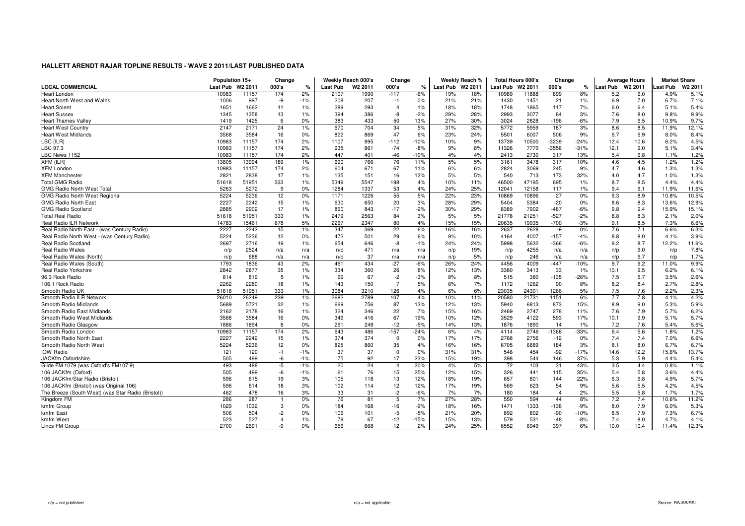## HALLETT ARENDT RAJAR TOPLINE RESULTS - WAVE 2 2011/LAST PUBLISHED DATA

| LOCAL COMMERCIAL | Population 15+ | | Change | | Weekly Reach 000's | | Change | | Weekly Reach % | | Total Hours 000's | | Change | | Average Hours | | Market Share | |
|---|---|---|---|---|---|---|---|---|---|---|---|---|---|---|---|---|---|---|
| | Last Pub | W2 2011 | 000's | % | Last Pub | W2 2011 | 000's | % | Last Pub | W2 2011 | Last Pub | W2 2011 | 000's | % | Last Pub | W2 2011 | Last Pub | W2 2011 |
| Heart London | 10983 | 11157 | 174 | 2% | 2107 | 1990 | -117 | -6% | 19% | 18% | 10989 | 11888 | 899 | 8% | 5.2 | 6.0 | 4.9% | 5.1% |
| Heart North West and Wales | 1006 | 997 | -9 | -1% | 208 | 207 | -1 | 0% | 21% | 21% | 1430 | 1451 | 21 | 1% | 6.9 | 7.0 | 6.7% | 7.1% |
| Heart Solent | 1651 | 1662 | 11 | 1% | 289 | 293 | 4 | 1% | 18% | 18% | 1748 | 1865 | 117 | 7% | 6.0 | 6.4 | 5.1% | 5.4% |
| Heart Sussex | 1345 | 1358 | 13 | 1% | 394 | 386 | -8 | -2% | 29% | 28% | 2993 | 3077 | 84 | 3% | 7.6 | 8.0 | 9.8% | 9.9% |
| Heart Thames Valley | 1419 | 1425 | 6 | 0% | 383 | 433 | 50 | 13% | 27% | 30% | 3024 | 2828 | -196 | -6% | 7.9 | 6.5 | 10.9% | 9.7% |
| Heart West Country | 2147 | 2171 | 24 | 1% | 670 | 704 | 34 | 5% | 31% | 32% | 5772 | 5959 | 187 | 3% | 8.6 | 8.5 | 11.9% | 12.1% |
| Heart West Midlands | 3568 | 3584 | 16 | 0% | 822 | 869 | 47 | 6% | 23% | 24% | 5501 | 6007 | 506 | 9% | 6.7 | 6.9 | 8.0% | 8.4% |
| LBC (ILR) | 10983 | 11157 | 174 | 2% | 1107 | 995 | -112 | -10% | 10% | 9% | 13739 | 10500 | -3239 | -24% | 12.4 | 10.6 | 6.2% | 4.5% |
| LBC 97.3 | 10983 | 11157 | 174 | 2% | 935 | 861 | -74 | -8% | 9% | 8% | 11326 | 7770 | -3556 | -31% | 12.1 | 9.0 | 5.1% | 3.4% |
| LBC News 1152 | 10983 | 11157 | 174 | 2% | 447 | 401 | -46 | -10% | 4% | 4% | 2413 | 2730 | 317 | 13% | 5.4 | 6.8 | 1.1% | 1.2% |
| XFM (ILR) | 13805 | 13994 | 189 | 1% | 690 | 766 | 76 | 11% | 5% | 5% | 3161 | 3478 | 317 | 10% | 4.6 | 4.5 | 1.2% | 1.2% |
| XFM London | 10983 | 11157 | 174 | 2% | 604 | 671 | 67 | 11% | 6% | 6% | 2824 | 3069 | 245 | 9% | 4.7 | 4.6 | 1.3% | 1.3% |
| XFM Manchester | 2821 | 2838 | 17 | 1% | 135 | 151 | 16 | 12% | 5% | 5% | 540 | 713 | 173 | 32% | 4.0 | 4.7 | 1.0% | 1.3% |
| Total GMG Radio | 51618 | 51951 | 333 | 1% | 5349 | 5547 | 198 | 4% | 10% | 11% | 46500 | 47195 | 695 | 1% | 8.7 | 8.5 | 4.4% | 4.4% |
| GMG Radio North West Total | 5263 | 5272 | 9 | 0% | 1284 | 1337 | 53 | 4% | 24% | 25% | 12041 | 12158 | 117 | 1% | 9.4 | 9.1 | 11.9% | 11.6% |
| GMG Radio North West Regional | 5224 | 5236 | 12 | 0% | 1171 | 1226 | 55 | 5% | 22% | 23% | 10869 | 10896 | 27 | 0% | 9.3 | 8.9 | 10.8% | 10.5% |
| GMG Radio North East | 2227 | 2242 | 15 | 1% | 630 | 650 | 20 | 3% | 28% | 29% | 5404 | 5384 | -20 | 0% | 8.6 | 8.3 | 13.6% | 12.9% |
| GMG Radio Scotland | 2885 | 2902 | 17 | 1% | 860 | 843 | -17 | -2% | 30% | 29% | 8389 | 7902 | -487 | -6% | 9.8 | 9.4 | 15.9% | 15.1% |
| Total Real Radio | 51618 | 51951 | 333 | 1% | 2479 | 2563 | 84 | 3% | 5% | 5% | 21778 | 21251 | -527 | -2% | 8.8 | 8.3 | 2.1% | 2.0% |
| Real Radio ILR Network | 14783 | 15461 | 678 | 5% | 2267 | 2347 | 80 | 4% | 15% | 15% | 20635 | 19935 | -700 | -3% | 9.1 | 8.5 | 7.3% | 6.6% |
| Real Radio North East - (was Century Radio) | 2227 | 2242 | 15 | 1% | 347 | 369 | 22 | 6% | 16% | 16% | 2637 | 2628 | -9 | 0% | 7.6 | 7.1 | 6.6% | 6.3% |
| Real Radio North West - (was Century Radio) | 5224 | 5236 | 12 | 0% | 472 | 501 | 29 | 6% | 9% | 10% | 4164 | 4007 | -157 | -4% | 8.8 | 8.0 | 4.1% | 3.9% |
| Real Radio Scotland | 2697 | 2716 | 19 | 1% | 654 | 646 | -8 | -1% | 24% | 24% | 5998 | 5632 | -366 | -6% | 9.2 | 8.7 | 12.2% | 11.6% |
| Real Radio Wales | n/p | 2524 | n/a | n/a | n/p | 471 | n/a | n/a | n/p | 19% | n/p | 4255 | n/a | n/a | n/p | 9.0 | n/p | 7.8% |
| Real Radio Wales (North) | n/p | 688 | n/a | n/a | n/p | 37 | n/a | n/a | n/p | 5% | n/p | 246 | n/a | n/a | n/p | 6.7 | n/p | 1.7% |
| Real Radio Wales (South) | 1793 | 1836 | 43 | 2% | 461 | 434 | -27 | -6% | 26% | 24% | 4456 | 4009 | -447 | -10% | 9.7 | 9.2 | 11.0% | 9.9% |
| Real Radio Yorkshire | 2842 | 2877 | 35 | 1% | 334 | 360 | 26 | 8% | 12% | 13% | 3380 | 3413 | 33 | 1% | 10.1 | 9.5 | 6.2% | 6.1% |
| 96.3 Rock Radio | 814 | 819 | 5 | 1% | 69 | 67 | -2 | -3% | 8% | 8% | 515 | 380 | -135 | -26% | 7.5 | 5.7 | 3.5% | 2.6% |
| 106.1 Rock Radio | 2262 | 2280 | 18 | 1% | 143 | 150 | 7 | 5% | 6% | 7% | 1172 | 1262 | 90 | 8% | 8.2 | 8.4 | 2.7% | 2.8% |
| Smooth Radio UK | 51618 | 51951 | 333 | 1% | 3084 | 3210 | 126 | 4% | 6% | 6% | 23035 | 24301 | 1266 | 5% | 7.5 | 7.6 | 2.2% | 2.3% |
| Smooth Radio ILR Network | 26010 | 26249 | 239 | 1% | 2682 | 2789 | 107 | 4% | 10% | 11% | 20580 | 21731 | 1151 | 6% | 7.7 | 7.8 | 4.1% | 4.2% |
| Smooth Radio Midlands | 5689 | 5721 | 32 | 1% | 669 | 756 | 87 | 13% | 12% | 13% | 5940 | 6813 | 873 | 15% | 8.9 | 9.0 | 5.3% | 5.9% |
| Smooth Radio East Midlands | 2162 | 2178 | 16 | 1% | 324 | 346 | 22 | 7% | 15% | 16% | 2469 | 2747 | 278 | 11% | 7.6 | 7.9 | 5.7% | 6.2% |
| Smooth Radio West Midlands | 3568 | 3584 | 16 | 0% | 349 | 416 | 67 | 19% | 10% | 12% | 3529 | 4122 | 593 | 17% | 10.1 | 9.9 | 5.1% | 5.7% |
| Smooth Radio Glasgow | 1886 | 1894 | 8 | 0% | 261 | 249 | -12 | -5% | 14% | 13% | 1876 | 1890 | 14 | 1% | 7.2 | 7.6 | 5.4% | 5.6% |
| Smooth Radio London | 10983 | 11157 | 174 | 2% | 643 | 486 | -157 | -24% | 6% | 4% | 4114 | 2746 | -1368 | -33% | 6.4 | 5.6 | 1.8% | 1.2% |
| Smooth Radio North East | 2227 | 2242 | 15 | 1% | 374 | 374 | 0 | 0% | 17% | 17% | 2768 | 2756 | -12 | 0% | 7.4 | 7.4 | 7.0% | 6.6% |
| Smooth Radio North West | 5224 | 5236 | 12 | 0% | 825 | 860 | 35 | 4% | 16% | 16% | 6705 | 6889 | 184 | 3% | 8.1 | 8.0 | 6.7% | 6.7% |
| IOW Radio | 121 | 120 | -1 | -1% | 37 | 37 | 0 | 0% | 31% | 31% | 546 | 454 | -92 | -17% | 14.6 | 12.2 | 15.6% | 13.7% |
| JACKfm Oxfordshire | 505 | 499 | -6 | -1% | 75 | 92 | 17 | 23% | 15% | 19% | 398 | 544 | 146 | 37% | 5.3 | 5.9 | 4.4% | 5.4% |
| Glide FM 1079 (was Oxford's FM107.9) | 493 | 488 | -5 | -1% | 20 | 24 | 4 | 20% | 4% | 5% | 72 | 103 | 31 | 43% | 3.5 | 4.4 | 0.8% | 1.1% |
| 106 JACKfm (Oxford) | 505 | 499 | -6 | -1% | 61 | 76 | 15 | 25% | 12% | 15% | 326 | 441 | 115 | 35% | 5.4 | 5.8 | 3.6% | 4.4% |
| 106 JACKfm/Star Radio (Bristol) | 596 | 615 | 19 | 3% | 105 | 118 | 13 | 12% | 18% | 19% | 657 | 801 | 144 | 22% | 6.3 | 6.8 | 4.9% | 5.7% |
| 106 JACKfm (Bristol) (was Original 106) | 596 | 614 | 18 | 3% | 102 | 114 | 12 | 12% | 17% | 19% | 569 | 623 | 54 | 9% | 5.6 | 5.5 | 4.2% | 4.5% |
| The Breeze (South West) (was Star Radio (Bristol)) | 462 | 478 | 16 | 3% | 33 | 31 | -2 | -6% | 7% | 7% | 180 | 184 | 4 | 2% | 5.5 | 5.8 | 1.7% | 1.7% |
| Kingdom FM | 286 | 287 | 1 | 0% | 76 | 81 | 5 | 7% | 27% | 28% | 550 | 594 | 44 | 8% | 7.2 | 7.4 | 10.6% | 11.2% |
| kmfm Group | 1029 | 1032 | 3 | 0% | 184 | 168 | -16 | -9% | 18% | 16% | 1471 | 1333 | -138 | -9% | 8.0 | 7.9 | 6.0% | 5.3% |
| kmfm East | 506 | 504 | -2 | 0% | 106 | 101 | -5 | -5% | 21% | 20% | 892 | 802 | -90 | -10% | 8.5 | 7.9 | 7.3% | 6.7% |
| kmfm West | 523 | 527 | 4 | 1% | 79 | 67 | -12 | -15% | 15% | 13% | 579 | 531 | -48 | -8% | 7.4 | 8.0 | 4.7% | 4.1% |
| Lincs FM Group | 2700 | 2691 | -9 | 0% | 656 | 668 | 12 | 2% | 24% | 25% | 6552 | 6949 | 397 | 6% | 10.0 | 10.4 | 11.4% | 12.3% |

n/p = not published

n/a = not applicable

Source: RAJAR/RSL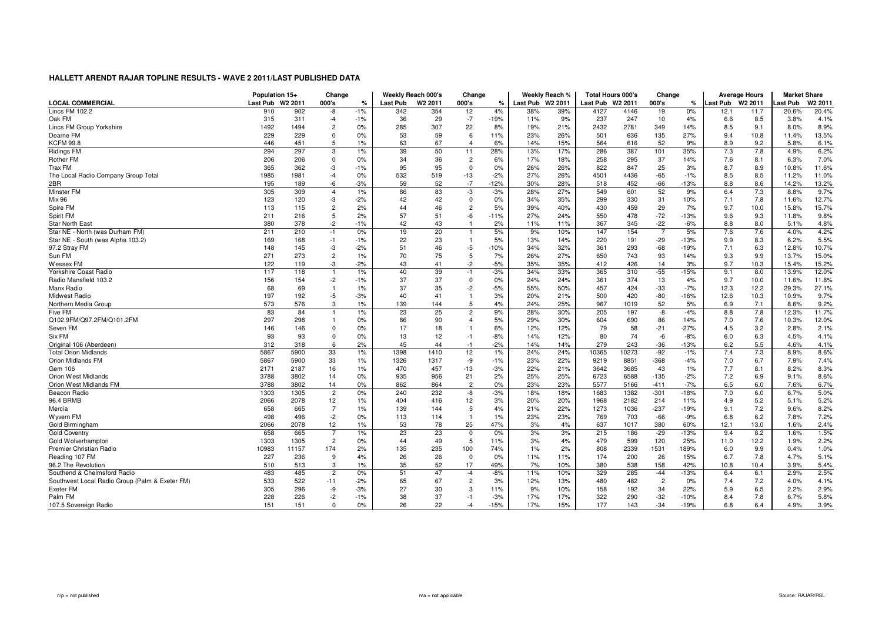## HALLETT ARENDT RAJAR TOPLINE RESULTS - WAVE 2 2011/LAST PUBLISHED DATA

| LOCAL COMMERCIAL | Population 15+ | | Change | | Weekly Reach 000's | | Change | | Weekly Reach % | | Total Hours 000's | | Change | | Average Hours | | Market Share | |
|---|---|---|---|---|---|---|---|---|---|---|---|---|---|---|---|---|---|---|
| | Last Pub | W2 2011 | 000's | % | Last Pub | W2 2011 | 000's | % | Last Pub | W2 2011 | Last Pub | W2 2011 | 000's | % | Last Pub | W2 2011 | Last Pub | W2 2011 |
| Lincs FM 102.2 | 910 | 902 | -8 | -1% | 342 | 354 | 12 | 4% | 38% | 39% | 4127 | 4146 | 19 | 0% | 12.1 | 11.7 | 20.6% | 20.4% |
| Oak FM | 315 | 311 | -4 | -1% | 36 | 29 | -7 | -19% | 11% | 9% | 237 | 247 | 10 | 4% | 6.6 | 8.5 | 3.8% | 4.1% |
| Lincs FM Group Yorkshire | 1492 | 1494 | 2 | 0% | 285 | 307 | 22 | 8% | 19% | 21% | 2432 | 2781 | 349 | 14% | 8.5 | 9.1 | 8.0% | 8.9% |
| Dearne FM | 229 | 229 | 0 | 0% | 53 | 59 | 6 | 11% | 23% | 26% | 501 | 636 | 135 | 27% | 9.4 | 10.8 | 11.4% | 13.5% |
| KCFM 99.8 | 446 | 451 | 5 | 1% | 63 | 67 | 4 | 6% | 14% | 15% | 564 | 616 | 52 | 9% | 8.9 | 9.2 | 5.8% | 6.1% |
| Ridings FM | 294 | 297 | 3 | 1% | 39 | 50 | 11 | 28% | 13% | 17% | 286 | 387 | 101 | 35% | 7.3 | 7.8 | 4.9% | 6.2% |
| Rother FM | 206 | 206 | 0 | 0% | 34 | 36 | 2 | 6% | 17% | 18% | 258 | 295 | 37 | 14% | 7.6 | 8.1 | 6.3% | 7.0% |
| Trax FM | 365 | 362 | -3 | -1% | 95 | 95 | 0 | 0% | 26% | 26% | 822 | 847 | 25 | 3% | 8.7 | 8.9 | 10.8% | 11.6% |
| The Local Radio Company Group Total | 1985 | 1981 | -4 | 0% | 532 | 519 | -13 | -2% | 27% | 26% | 4501 | 4436 | -65 | -1% | 8.5 | 8.5 | 11.2% | 11.0% |
| 2BR | 195 | 189 | -6 | -3% | 59 | 52 | -7 | -12% | 30% | 28% | 518 | 452 | -66 | -13% | 8.8 | 8.6 | 14.2% | 13.2% |
| Minster FM | 305 | 309 | 4 | 1% | 86 | 83 | -3 | -3% | 28% | 27% | 549 | 601 | 52 | 9% | 6.4 | 7.3 | 8.8% | 9.7% |
| Mix 96 | 123 | 120 | -3 | -2% | 42 | 42 | 0 | 0% | 34% | 35% | 299 | 330 | 31 | 10% | 7.1 | 7.8 | 11.6% | 12.7% |
| Spire FM | 113 | 115 | 2 | 2% | 44 | 46 | 2 | 5% | 39% | 40% | 430 | 459 | 29 | 7% | 9.7 | 10.0 | 15.8% | 15.7% |
| Spirit FM | 211 | 216 | 5 | 2% | 57 | 51 | -6 | -11% | 27% | 24% | 550 | 478 | -72 | -13% | 9.6 | 9.3 | 11.8% | 9.8% |
| Star North East | 380 | 378 | -2 | -1% | 42 | 43 | 1 | 2% | 11% | 11% | 367 | 345 | -22 | -6% | 8.8 | 8.0 | 5.1% | 4.8% |
| Star NE - North (was Durham FM) | 211 | 210 | -1 | 0% | 19 | 20 | 1 | 5% | 9% | 10% | 147 | 154 | 7 | 5% | 7.6 | 7.6 | 4.0% | 4.2% |
| Star NE - South (was Alpha 103.2) | 169 | 168 | -1 | -1% | 22 | 23 | 1 | 5% | 13% | 14% | 220 | 191 | -29 | -13% | 9.9 | 8.3 | 6.2% | 5.5% |
| 97.2 Stray FM | 148 | 145 | -3 | -2% | 51 | 46 | -5 | -10% | 34% | 32% | 361 | 293 | -68 | -19% | 7.1 | 6.3 | 12.8% | 10.7% |
| Sun FM | 271 | 273 | 2 | 1% | 70 | 75 | 5 | 7% | 26% | 27% | 650 | 743 | 93 | 14% | 9.3 | 9.9 | 13.7% | 15.0% |
| Wessex FM | 122 | 119 | -3 | -2% | 43 | 41 | -2 | -5% | 35% | 35% | 412 | 426 | 14 | 3% | 9.7 | 10.3 | 15.4% | 15.2% |
| Yorkshire Coast Radio | 117 | 118 | 1 | 1% | 40 | 39 | -1 | -3% | 34% | 33% | 365 | 310 | -55 | -15% | 9.1 | 8.0 | 13.9% | 12.0% |
| Radio Mansfield 103.2 | 156 | 154 | -2 | -1% | 37 | 37 | 0 | 0% | 24% | 24% | 361 | 374 | 13 | 4% | 9.7 | 10.0 | 11.6% | 11.8% |
| Manx Radio | 68 | 69 | 1 | 1% | 37 | 35 | -2 | -5% | 55% | 50% | 457 | 424 | -33 | -7% | 12.3 | 12.2 | 29.3% | 27.1% |
| Midwest Radio | 197 | 192 | -5 | -3% | 40 | 41 | 1 | 3% | 20% | 21% | 500 | 420 | -80 | -16% | 12.6 | 10.3 | 10.9% | 9.7% |
| Northern Media Group | 573 | 576 | 3 | 1% | 139 | 144 | 5 | 4% | 24% | 25% | 967 | 1019 | 52 | 5% | 6.9 | 7.1 | 8.6% | 9.2% |
| Five FM | 83 | 84 | 1 | 1% | 23 | 25 | 2 | 9% | 28% | 30% | 205 | 197 | -8 | -4% | 8.8 | 7.8 | 12.3% | 11.7% |
| Q102.9FM/Q97.2FM/Q101.2FM | 297 | 298 | 1 | 0% | 86 | 90 | 4 | 5% | 29% | 30% | 604 | 690 | 86 | 14% | 7.0 | 7.6 | 10.3% | 12.0% |
| Seven FM | 146 | 146 | 0 | 0% | 17 | 18 | 1 | 6% | 12% | 12% | 79 | 58 | -21 | -27% | 4.5 | 3.2 | 2.8% | 2.1% |
| Six FM | 93 | 93 | 0 | 0% | 13 | 12 | -1 | -8% | 14% | 12% | 80 | 74 | -6 | -8% | 6.0 | 6.3 | 4.5% | 4.1% |
| Original 106 (Aberdeen) | 312 | 318 | 6 | 2% | 45 | 44 | -1 | -2% | 14% | 14% | 279 | 243 | -36 | -13% | 6.2 | 5.5 | 4.6% | 4.1% |
| Total Orion Midlands | 5867 | 5900 | 33 | 1% | 1398 | 1410 | 12 | 1% | 24% | 24% | 10365 | 10273 | -92 | -1% | 7.4 | 7.3 | 8.9% | 8.6% |
| Orion Midlands FM | 5867 | 5900 | 33 | 1% | 1326 | 1317 | -9 | -1% | 23% | 22% | 9219 | 8851 | -368 | -4% | 7.0 | 6.7 | 7.9% | 7.4% |
| Gem 106 | 2171 | 2187 | 16 | 1% | 470 | 457 | -13 | -3% | 22% | 21% | 3642 | 3685 | 43 | 1% | 7.7 | 8.1 | 8.2% | 8.3% |
| Orion West Midlands | 3788 | 3802 | 14 | 0% | 935 | 956 | 21 | 2% | 25% | 25% | 6723 | 6588 | -135 | -2% | 7.2 | 6.9 | 9.1% | 8.6% |
| Orion West Midlands FM | 3788 | 3802 | 14 | 0% | 862 | 864 | 2 | 0% | 23% | 23% | 5577 | 5166 | -411 | -7% | 6.5 | 6.0 | 7.6% | 6.7% |
| Beacon Radio | 1303 | 1305 | 2 | 0% | 240 | 232 | -8 | -3% | 18% | 18% | 1683 | 1382 | -301 | -18% | 7.0 | 6.0 | 6.7% | 5.0% |
| 96.4 BRMB | 2066 | 2078 | 12 | 1% | 404 | 416 | 12 | 3% | 20% | 20% | 1968 | 2182 | 214 | 11% | 4.9 | 5.2 | 5.1% | 5.2% |
| Mercia | 658 | 665 | 7 | 1% | 139 | 144 | 5 | 4% | 21% | 22% | 1273 | 1036 | -237 | -19% | 9.1 | 7.2 | 9.6% | 8.2% |
| Wyvern FM | 498 | 496 | -2 | 0% | 113 | 114 | 1 | 1% | 23% | 23% | 769 | 703 | -66 | -9% | 6.8 | 6.2 | 7.8% | 7.2% |
| Gold Birmingham | 2066 | 2078 | 12 | 1% | 53 | 78 | 25 | 47% | 3% | 4% | 637 | 1017 | 380 | 60% | 12.1 | 13.0 | 1.6% | 2.4% |
| Gold Coventry | 658 | 665 | 7 | 1% | 23 | 23 | 0 | 0% | 3% | 3% | 215 | 186 | -29 | -13% | 9.4 | 8.2 | 1.6% | 1.5% |
| Gold Wolverhampton | 1303 | 1305 | 2 | 0% | 44 | 49 | 5 | 11% | 3% | 4% | 479 | 599 | 120 | 25% | 11.0 | 12.2 | 1.9% | 2.2% |
| Premier Christian Radio | 10983 | 11157 | 174 | 2% | 135 | 235 | 100 | 74% | 1% | 2% | 808 | 2339 | 1531 | 189% | 6.0 | 9.9 | 0.4% | 1.0% |
| Reading 107 FM | 227 | 236 | 9 | 4% | 26 | 26 | 0 | 0% | 11% | 11% | 174 | 200 | 26 | 15% | 6.7 | 7.8 | 4.7% | 5.1% |
| 96.2 The Revolution | 510 | 513 | 3 | 1% | 35 | 52 | 17 | 49% | 7% | 10% | 380 | 538 | 158 | 42% | 10.8 | 10.4 | 3.9% | 5.4% |
| Southend & Chelmsford Radio | 483 | 485 | 2 | 0% | 51 | 47 | -4 | -8% | 11% | 10% | 329 | 285 | -44 | -13% | 6.4 | 6.1 | 2.9% | 2.5% |
| Southwest Local Radio Group (Palm & Exeter FM) | 533 | 522 | -11 | -2% | 65 | 67 | 2 | 3% | 12% | 13% | 480 | 482 | 2 | 0% | 7.4 | 7.2 | 4.0% | 4.1% |
| Exeter FM | 305 | 296 | -9 | -3% | 27 | 30 | 3 | 11% | 9% | 10% | 158 | 192 | 34 | 22% | 5.9 | 6.5 | 2.2% | 2.9% |
| Palm FM | 228 | 226 | -2 | -1% | 38 | 37 | -1 | -3% | 17% | 17% | 322 | 290 | -32 | -10% | 8.4 | 7.8 | 6.7% | 5.8% |
| 107.5 Sovereign Radio | 151 | 151 | 0 | 0% | 26 | 22 | -4 | -15% | 17% | 15% | 177 | 143 | -34 | -19% | 6.8 | 6.4 | 4.9% | 3.9% |

n/p = not published

n/a = not applicable

Source: RAJAR/RSL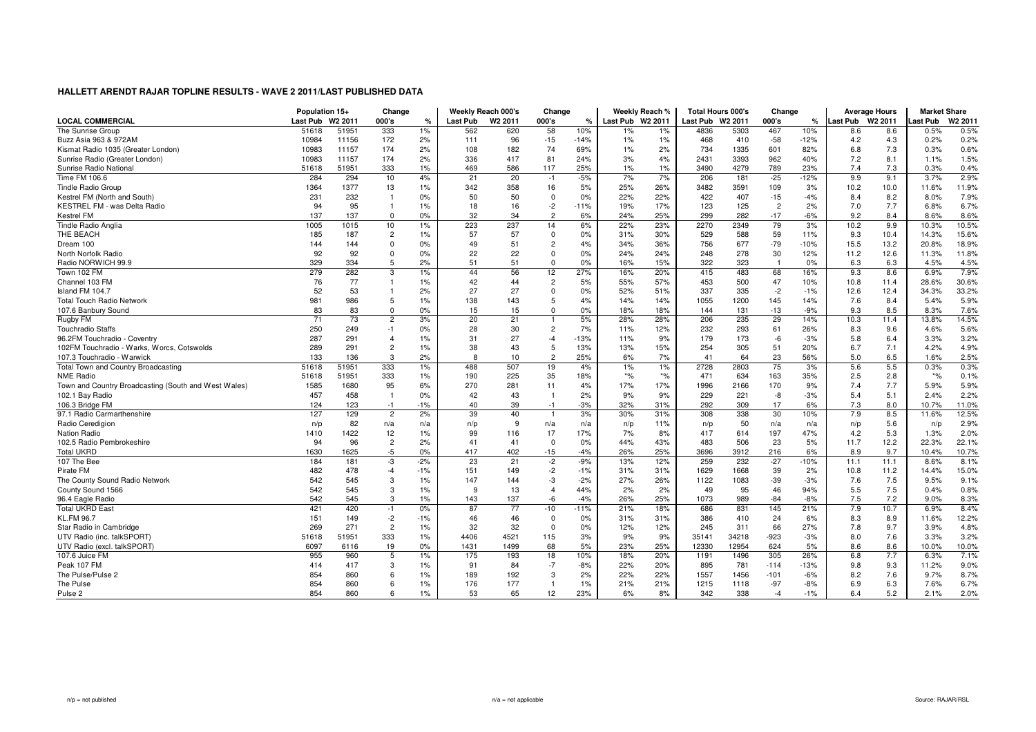# HALLETT ARENDT RAJAR TOPLINE RESULTS - WAVE 2 2011/LAST PUBLISHED DATA

| LOCAL COMMERCIAL | Population 15+ | | Change | | Weekly Reach 000's | | Change | | Weekly Reach % | | Total Hours 000's | | Change | | Average Hours | | Market Share | |
|---|---|---|---|---|---|---|---|---|---|---|---|---|---|---|---|---|---|---|
| | Last Pub | W2 2011 | 000's | % | Last Pub | W2 2011 | 000's | % | Last Pub | W2 2011 | Last Pub | W2 2011 | 000's | % | Last Pub | W2 2011 | Last Pub | W2 2011 |
| The Sunrise Group | 51618 | 51951 | 333 | 1% | 562 | 620 | 58 | 10% | 1% | 1% | 4836 | 5303 | 467 | 10% | 8.6 | 8.6 | 0.5% | 0.5% |
| Buzz Asia 963 & 972AM | 10984 | 11156 | 172 | 2% | 111 | 96 | -15 | -14% | 1% | 1% | 468 | 410 | -58 | -12% | 4.2 | 4.3 | 0.2% | 0.2% |
| Kismat Radio 1035 (Greater London) | 10983 | 11157 | 174 | 2% | 108 | 182 | 74 | 69% | 1% | 2% | 734 | 1335 | 601 | 82% | 6.8 | 7.3 | 0.3% | 0.6% |
| Sunrise Radio (Greater London) | 10983 | 11157 | 174 | 2% | 336 | 417 | 81 | 24% | 3% | 4% | 2431 | 3393 | 962 | 40% | 7.2 | 8.1 | 1.1% | 1.5% |
| Sunrise Radio National | 51618 | 51951 | 333 | 1% | 469 | 586 | 117 | 25% | 1% | 1% | 3490 | 4279 | 789 | 23% | 7.4 | 7.3 | 0.3% | 0.4% |
| Time FM 106.6 | 284 | 294 | 10 | 4% | 21 | 20 | -1 | -5% | 7% | 7% | 206 | 181 | -25 | -12% | 9.9 | 9.1 | 3.7% | 2.9% |
| Tindle Radio Group | 1364 | 1377 | 13 | 1% | 342 | 358 | 16 | 5% | 25% | 26% | 3482 | 3591 | 109 | 3% | 10.2 | 10.0 | 11.6% | 11.9% |
| Kestrel FM (North and South) | 231 | 232 | 1 | 0% | 50 | 50 | 0 | 0% | 22% | 22% | 422 | 407 | -15 | -4% | 8.4 | 8.2 | 8.0% | 7.9% |
| KESTREL FM - was Delta Radio | 94 | 95 | 1 | 1% | 18 | 16 | -2 | -11% | 19% | 17% | 123 | 125 | 2 | 2% | 7.0 | 7.7 | 6.8% | 6.7% |
| Kestrel FM | 137 | 137 | 0 | 0% | 32 | 34 | 2 | 6% | 24% | 25% | 299 | 282 | -17 | -6% | 9.2 | 8.4 | 8.6% | 8.6% |
| Tindle Radio Anglia | 1005 | 1015 | 10 | 1% | 223 | 237 | 14 | 6% | 22% | 23% | 2270 | 2349 | 79 | 3% | 10.2 | 9.9 | 10.3% | 10.5% |
| THE BEACH | 185 | 187 | 2 | 1% | 57 | 57 | 0 | 0% | 31% | 30% | 529 | 588 | 59 | 11% | 9.3 | 10.4 | 14.3% | 15.6% |
| Dream 100 | 144 | 144 | 0 | 0% | 49 | 51 | 2 | 4% | 34% | 36% | 756 | 677 | -79 | -10% | 15.5 | 13.2 | 20.8% | 18.9% |
| North Norfolk Radio | 92 | 92 | 0 | 0% | 22 | 22 | 0 | 0% | 24% | 24% | 248 | 278 | 30 | 12% | 11.2 | 12.6 | 11.3% | 11.8% |
| Radio NORWICH 99.9 | 329 | 334 | 5 | 2% | 51 | 51 | 0 | 0% | 16% | 15% | 322 | 323 | 1 | 0% | 6.3 | 6.3 | 4.5% | 4.5% |
| Town 102 FM | 279 | 282 | 3 | 1% | 44 | 56 | 12 | 27% | 16% | 20% | 415 | 483 | 68 | 16% | 9.3 | 8.6 | 6.9% | 7.9% |
| Channel 103 FM | 76 | 77 | 1 | 1% | 42 | 44 | 2 | 5% | 55% | 57% | 453 | 500 | 47 | 10% | 10.8 | 11.4 | 28.6% | 30.6% |
| Island FM 104.7 | 52 | 53 | 1 | 2% | 27 | 27 | 0 | 0% | 52% | 51% | 337 | 335 | -2 | -1% | 12.6 | 12.4 | 34.3% | 33.2% |
| Total Touch Radio Network | 981 | 986 | 5 | 1% | 138 | 143 | 5 | 4% | 14% | 14% | 1055 | 1200 | 145 | 14% | 7.6 | 8.4 | 5.4% | 5.9% |
| 107.6 Banbury Sound | 83 | 83 | 0 | 0% | 15 | 15 | 0 | 0% | 18% | 18% | 144 | 131 | -13 | -9% | 9.3 | 8.5 | 8.3% | 7.6% |
| Rugby FM | 71 | 73 | 2 | 3% | 20 | 21 | 1 | 5% | 28% | 28% | 206 | 235 | 29 | 14% | 10.3 | 11.4 | 13.8% | 14.5% |
| Touchradio Staffs | 250 | 249 | -1 | 0% | 28 | 30 | 2 | 7% | 11% | 12% | 232 | 293 | 61 | 26% | 8.3 | 9.6 | 4.6% | 5.6% |
| 96.2FM Touchradio - Coventry | 287 | 291 | 4 | 1% | 31 | 27 | -4 | -13% | 11% | 9% | 179 | 173 | -6 | -3% | 5.8 | 6.4 | 3.3% | 3.2% |
| 102FM Touchradio - Warks, Worcs, Cotswolds | 289 | 291 | 2 | 1% | 38 | 43 | 5 | 13% | 13% | 15% | 254 | 305 | 51 | 20% | 6.7 | 7.1 | 4.2% | 4.9% |
| 107.3 Touchradio - Warwick | 133 | 136 | 3 | 2% | 8 | 10 | 2 | 25% | 6% | 7% | 41 | 64 | 23 | 56% | 5.0 | 6.5 | 1.6% | 2.5% |
| Total Town and Country Broadcasting | 51618 | 51951 | 333 | 1% | 488 | 507 | 19 | 4% | 1% | 1% | 2728 | 2803 | 75 | 3% | 5.6 | 5.5 | 0.3% | 0.3% |
| NME Radio | 51618 | 51951 | 333 | 1% | 190 | 225 | 35 | 18% | *% | *% | 471 | 634 | 163 | 35% | 2.5 | 2.8 | *% | 0.1% |
| Town and Country Broadcasting (South and West Wales) | 1585 | 1680 | 95 | 6% | 270 | 281 | 11 | 4% | 17% | 17% | 1996 | 2166 | 170 | 9% | 7.4 | 7.7 | 5.9% | 5.9% |
| 102.1 Bay Radio | 457 | 458 | 1 | 0% | 42 | 43 | 1 | 2% | 9% | 9% | 229 | 221 | -8 | -3% | 5.4 | 5.1 | 2.4% | 2.2% |
| 106.3 Bridge FM | 124 | 123 | -1 | -1% | 40 | 39 | -1 | -3% | 32% | 31% | 292 | 309 | 17 | 6% | 7.3 | 8.0 | 10.7% | 11.0% |
| 97.1 Radio Carmarthenshire | 127 | 129 | 2 | 2% | 39 | 40 | 1 | 3% | 30% | 31% | 308 | 338 | 30 | 10% | 7.9 | 8.5 | 11.6% | 12.5% |
| Radio Ceredigion | n/p | 82 | n/a | n/a | n/p | 9 | n/a | n/a | n/p | 11% | n/p | 50 | n/a | n/a | n/p | 5.6 | n/p | 2.9% |
| Nation Radio | 1410 | 1422 | 12 | 1% | 99 | 116 | 17 | 17% | 7% | 8% | 417 | 614 | 197 | 47% | 4.2 | 5.3 | 1.3% | 2.0% |
| 102.5 Radio Pembrokeshire | 94 | 96 | 2 | 2% | 41 | 41 | 0 | 0% | 44% | 43% | 483 | 506 | 23 | 5% | 11.7 | 12.2 | 22.3% | 22.1% |
| Total UKRD | 1630 | 1625 | -5 | 0% | 417 | 402 | -15 | -4% | 26% | 25% | 3696 | 3912 | 216 | 6% | 8.9 | 9.7 | 10.4% | 10.7% |
| 107 The Bee | 184 | 181 | -3 | -2% | 23 | 21 | -2 | -9% | 13% | 12% | 259 | 232 | -27 | -10% | 11.1 | 11.1 | 8.6% | 8.1% |
| Pirate FM | 482 | 478 | -4 | -1% | 151 | 149 | -2 | -1% | 31% | 31% | 1629 | 1668 | 39 | 2% | 10.8 | 11.2 | 14.4% | 15.0% |
| The County Sound Radio Network | 542 | 545 | 3 | 1% | 147 | 144 | -3 | -2% | 27% | 26% | 1122 | 1083 | -39 | -3% | 7.6 | 7.5 | 9.5% | 9.1% |
| County Sound 1566 | 542 | 545 | 3 | 1% | 9 | 13 | 4 | 44% | 2% | 2% | 49 | 95 | 46 | 94% | 5.5 | 7.5 | 0.4% | 0.8% |
| 96.4 Eagle Radio | 542 | 545 | 3 | 1% | 143 | 137 | -6 | -4% | 26% | 25% | 1073 | 989 | -84 | -8% | 7.5 | 7.2 | 9.0% | 8.3% |
| Total UKRD East | 421 | 420 | -1 | 0% | 87 | 77 | -10 | -11% | 21% | 18% | 686 | 831 | 145 | 21% | 7.9 | 10.7 | 6.9% | 8.4% |
| KL.FM 96.7 | 151 | 149 | -2 | -1% | 46 | 46 | 0 | 0% | 31% | 31% | 386 | 410 | 24 | 6% | 8.3 | 8.9 | 11.6% | 12.2% |
| Star Radio in Cambridge | 269 | 271 | 2 | 1% | 32 | 32 | 0 | 0% | 12% | 12% | 245 | 311 | 66 | 27% | 7.8 | 9.7 | 3.9% | 4.8% |
| UTV Radio (inc. talkSPORT) | 51618 | 51951 | 333 | 1% | 4406 | 4521 | 115 | 3% | 9% | 9% | 35141 | 34218 | -923 | -3% | 8.0 | 7.6 | 3.3% | 3.2% |
| UTV Radio (excl. talkSPORT) | 6097 | 6116 | 19 | 0% | 1431 | 1499 | 68 | 5% | 23% | 25% | 12330 | 12954 | 624 | 5% | 8.6 | 8.6 | 10.0% | 10.0% |
| 107.6 Juice FM | 955 | 960 | 5 | 1% | 175 | 193 | 18 | 10% | 18% | 20% | 1191 | 1496 | 305 | 26% | 6.8 | 7.7 | 6.3% | 7.1% |
| Peak 107 FM | 414 | 417 | 3 | 1% | 91 | 84 | -7 | -8% | 22% | 20% | 895 | 781 | -114 | -13% | 9.8 | 9.3 | 11.2% | 9.0% |
| The Pulse/Pulse 2 | 854 | 860 | 6 | 1% | 189 | 192 | 3 | 2% | 22% | 22% | 1557 | 1456 | -101 | -6% | 8.2 | 7.6 | 9.7% | 8.7% |
| The Pulse | 854 | 860 | 6 | 1% | 176 | 177 | 1 | 1% | 21% | 21% | 1215 | 1118 | -97 | -8% | 6.9 | 6.3 | 7.6% | 6.7% |
| Pulse 2 | 854 | 860 | 6 | 1% | 53 | 65 | 12 | 23% | 6% | 8% | 342 | 338 | -4 | -1% | 6.4 | 5.2 | 2.1% | 2.0% |

n/p = not published

n/a = not applicable

Source: RAJAR/RSL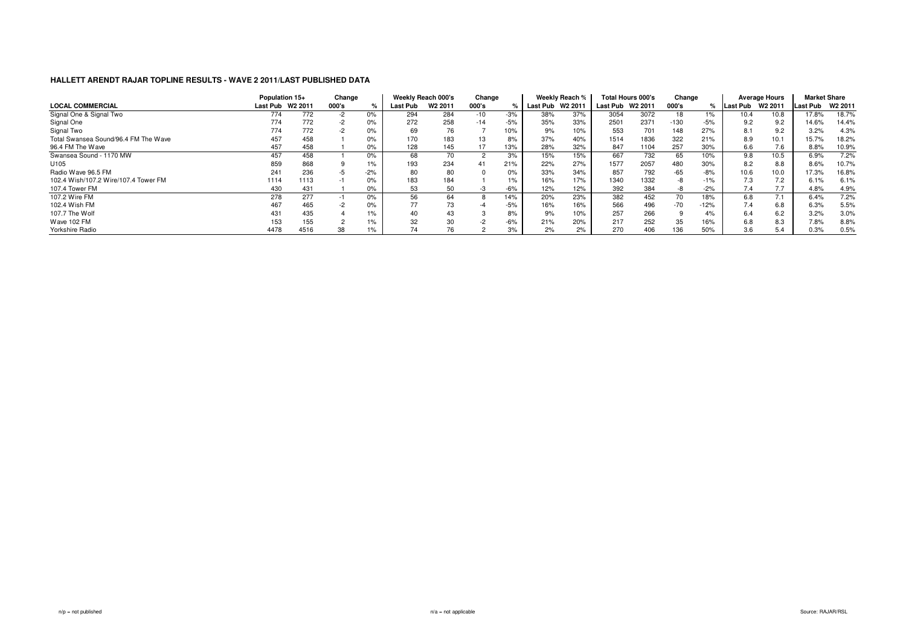## HALLETT ARENDT RAJAR TOPLINE RESULTS - WAVE 2 2011/LAST PUBLISHED DATA

| | Population 15+ | | Change | | Weekly Reach 000's | | Change | | Weekly Reach % | | Total Hours 000's | | Change | | Average Hours | | Market Share | |
|---|---|---|---|---|---|---|---|---|---|---|---|---|---|---|---|---|---|---|
| **LOCAL COMMERCIAL** | Last Pub | W2 2011 | 000's | % | Last Pub | W2 2011 | 000's | % | Last Pub | W2 2011 | Last Pub | W2 2011 | 000's | % | Last Pub | W2 2011 | Last Pub | W2 2011 |
| Signal One & Signal Two | 774 | 772 | -2 | 0% | 294 | 284 | -10 | -3% | 38% | 37% | 3054 | 3072 | 18 | 1% | 10.4 | 10.8 | 17.8% | 18.7% |
| Signal One | 774 | 772 | -2 | 0% | 272 | 258 | -14 | -5% | 35% | 33% | 2501 | 2371 | -130 | -5% | 9.2 | 9.2 | 14.6% | 14.4% |
| Signal Two | 774 | 772 | -2 | 0% | 69 | 76 | 7 | 10% | 9% | 10% | 553 | 701 | 148 | 27% | 8.1 | 9.2 | 3.2% | 4.3% |
| Total Swansea Sound/96.4 FM The Wave | 457 | 458 | 1 | 0% | 170 | 183 | 13 | 8% | 37% | 40% | 1514 | 1836 | 322 | 21% | 8.9 | 10.1 | 15.7% | 18.2% |
| 96.4 FM The Wave | 457 | 458 | 1 | 0% | 128 | 145 | 17 | 13% | 28% | 32% | 847 | 1104 | 257 | 30% | 6.6 | 7.6 | 8.8% | 10.9% |
| Swansea Sound - 1170 MW | 457 | 458 | 1 | 0% | 68 | 70 | 2 | 3% | 15% | 15% | 667 | 732 | 65 | 10% | 9.8 | 10.5 | 6.9% | 7.2% |
| U105 | 859 | 868 | 9 | 1% | 193 | 234 | 41 | 21% | 22% | 27% | 1577 | 2057 | 480 | 30% | 8.2 | 8.8 | 8.6% | 10.7% |
| Radio Wave 96.5 FM | 241 | 236 | -5 | -2% | 80 | 80 | 0 | 0% | 33% | 34% | 857 | 792 | -65 | -8% | 10.6 | 10.0 | 17.3% | 16.8% |
| 102.4 Wish/107.2 Wire/107.4 Tower FM | 1114 | 1113 | -1 | 0% | 183 | 184 | 1 | 1% | 16% | 17% | 1340 | 1332 | -8 | -1% | 7.3 | 7.2 | 6.1% | 6.1% |
| 107.4 Tower FM | 430 | 431 | 1 | 0% | 53 | 50 | -3 | -6% | 12% | 12% | 392 | 384 | -8 | -2% | 7.4 | 7.7 | 4.8% | 4.9% |
| 107.2 Wire FM | 278 | 277 | -1 | 0% | 56 | 64 | 8 | 14% | 20% | 23% | 382 | 452 | 70 | 18% | 6.8 | 7.1 | 6.4% | 7.2% |
| 102.4 Wish FM | 467 | 465 | -2 | 0% | 77 | 73 | -4 | -5% | 16% | 16% | 566 | 496 | -70 | -12% | 7.4 | 6.8 | 6.3% | 5.5% |
| 107.7 The Wolf | 431 | 435 | 4 | 1% | 40 | 43 | 3 | 8% | 9% | 10% | 257 | 266 | 9 | 4% | 6.4 | 6.2 | 3.2% | 3.0% |
| Wave 102 FM | 153 | 155 | 2 | 1% | 32 | 30 | -2 | -6% | 21% | 20% | 217 | 252 | 35 | 16% | 6.8 | 8.3 | 7.8% | 8.8% |
| Yorkshire Radio | 4478 | 4516 | 38 | 1% | 74 | 76 | 2 | 3% | 2% | 2% | 270 | 406 | 136 | 50% | 3.6 | 5.4 | 0.3% | 0.5% |

n/p = not published    n/a = not applicable    Source: RAJAR/RSL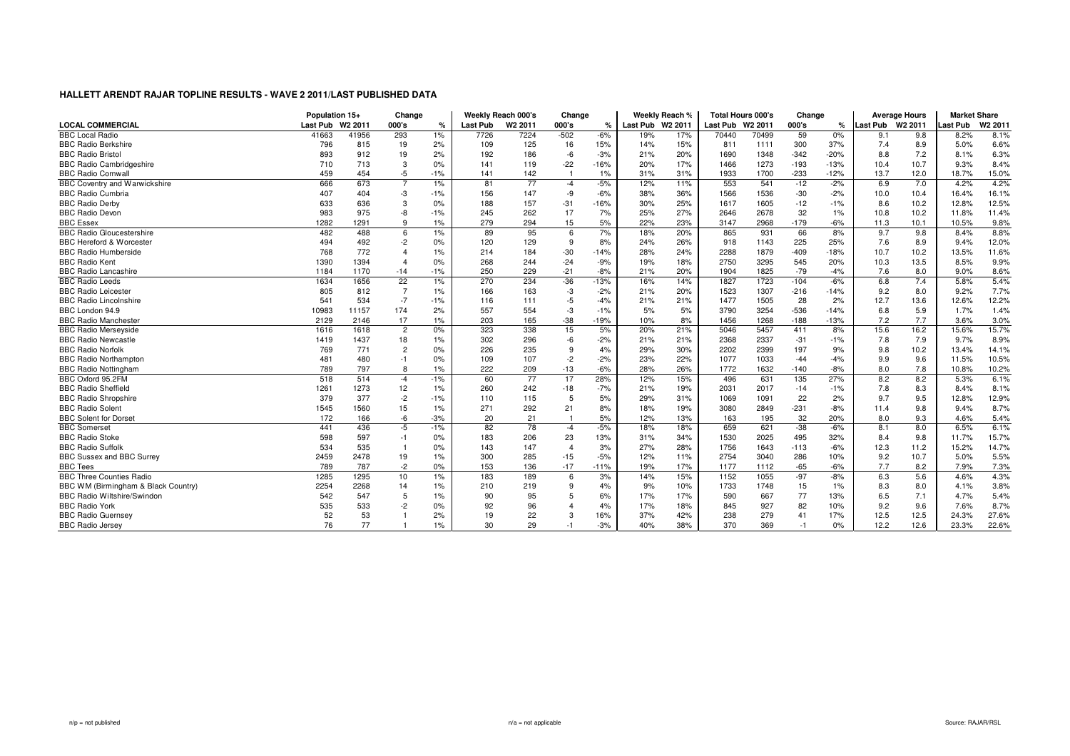# HALLETT ARENDT RAJAR TOPLINE RESULTS - WAVE 2 2011/LAST PUBLISHED DATA

| LOCAL COMMERCIAL | Population 15+ | | Change | | Weekly Reach 000's | | Change | | Weekly Reach % | | Total Hours 000's | | Change | | Average Hours | | Market Share | |
|---|---|---|---|---|---|---|---|---|---|---|---|---|---|---|---|---|---|---|
| | Last Pub | W2 2011 | 000's | % | Last Pub | W2 2011 | 000's | % | Last Pub | W2 2011 | Last Pub | W2 2011 | 000's | % | Last Pub | W2 2011 | Last Pub | W2 2011 |
| BBC Local Radio | 41663 | 41956 | 293 | 1% | 7726 | 7224 | -502 | -6% | 19% | 17% | 70440 | 70499 | 59 | 0% | 9.1 | 9.8 | 8.2% | 8.1% |
| BBC Radio Berkshire | 796 | 815 | 19 | 2% | 109 | 125 | 16 | 15% | 14% | 15% | 811 | 1111 | 300 | 37% | 7.4 | 8.9 | 5.0% | 6.6% |
| BBC Radio Bristol | 893 | 912 | 19 | 2% | 192 | 186 | -6 | -3% | 21% | 20% | 1690 | 1348 | -342 | -20% | 8.8 | 7.2 | 8.1% | 6.3% |
| BBC Radio Cambridgeshire | 710 | 713 | 3 | 0% | 141 | 119 | -22 | -16% | 20% | 17% | 1466 | 1273 | -193 | -13% | 10.4 | 10.7 | 9.3% | 8.4% |
| BBC Radio Cornwall | 459 | 454 | -5 | -1% | 141 | 142 | 1 | 1% | 31% | 31% | 1933 | 1700 | -233 | -12% | 13.7 | 12.0 | 18.7% | 15.0% |
| BBC Coventry and Warwickshire | 666 | 673 | 7 | 1% | 81 | 77 | -4 | -5% | 12% | 11% | 553 | 541 | -12 | -2% | 6.9 | 7.0 | 4.2% | 4.2% |
| BBC Radio Cumbria | 407 | 404 | -3 | -1% | 156 | 147 | -9 | -6% | 38% | 36% | 1566 | 1536 | -30 | -2% | 10.0 | 10.4 | 16.4% | 16.1% |
| BBC Radio Derby | 633 | 636 | 3 | 0% | 188 | 157 | -31 | -16% | 30% | 25% | 1617 | 1605 | -12 | -1% | 8.6 | 10.2 | 12.8% | 12.5% |
| BBC Radio Devon | 983 | 975 | -8 | -1% | 245 | 262 | 17 | 7% | 25% | 27% | 2646 | 2678 | 32 | 1% | 10.8 | 10.2 | 11.8% | 11.4% |
| BBC Essex | 1282 | 1291 | 9 | 1% | 279 | 294 | 15 | 5% | 22% | 23% | 3147 | 2968 | -179 | -6% | 11.3 | 10.1 | 10.5% | 9.8% |
| BBC Radio Gloucestershire | 482 | 488 | 6 | 1% | 89 | 95 | 6 | 7% | 18% | 20% | 865 | 931 | 66 | 8% | 9.7 | 9.8 | 8.4% | 8.8% |
| BBC Hereford & Worcester | 494 | 492 | -2 | 0% | 120 | 129 | 9 | 8% | 24% | 26% | 918 | 1143 | 225 | 25% | 7.6 | 8.9 | 9.4% | 12.0% |
| BBC Radio Humberside | 768 | 772 | 4 | 1% | 214 | 184 | -30 | -14% | 28% | 24% | 2288 | 1879 | -409 | -18% | 10.7 | 10.2 | 13.5% | 11.6% |
| BBC Radio Kent | 1390 | 1394 | 4 | 0% | 268 | 244 | -24 | -9% | 19% | 18% | 2750 | 3295 | 545 | 20% | 10.3 | 13.5 | 8.5% | 9.9% |
| BBC Radio Lancashire | 1184 | 1170 | -14 | -1% | 250 | 229 | -21 | -8% | 21% | 20% | 1904 | 1825 | -79 | -4% | 7.6 | 8.0 | 9.0% | 8.6% |
| BBC Radio Leeds | 1634 | 1656 | 22 | 1% | 270 | 234 | -36 | -13% | 16% | 14% | 1827 | 1723 | -104 | -6% | 6.8 | 7.4 | 5.8% | 5.4% |
| BBC Radio Leicester | 805 | 812 | 7 | 1% | 166 | 163 | -3 | -2% | 21% | 20% | 1523 | 1307 | -216 | -14% | 9.2 | 8.0 | 9.2% | 7.7% |
| BBC Radio Lincolnshire | 541 | 534 | -7 | -1% | 116 | 111 | -5 | -4% | 21% | 21% | 1477 | 1505 | 28 | 2% | 12.7 | 13.6 | 12.6% | 12.2% |
| BBC London 94.9 | 10983 | 11157 | 174 | 2% | 557 | 554 | -3 | -1% | 5% | 5% | 3790 | 3254 | -536 | -14% | 6.8 | 5.9 | 1.7% | 1.4% |
| BBC Radio Manchester | 2129 | 2146 | 17 | 1% | 203 | 165 | -38 | -19% | 10% | 8% | 1456 | 1268 | -188 | -13% | 7.2 | 7.7 | 3.6% | 3.0% |
| BBC Radio Merseyside | 1616 | 1618 | 2 | 0% | 323 | 338 | 15 | 5% | 20% | 21% | 5046 | 5457 | 411 | 8% | 15.6 | 16.2 | 15.6% | 15.7% |
| BBC Radio Newcastle | 1419 | 1437 | 18 | 1% | 302 | 296 | -6 | -2% | 21% | 21% | 2368 | 2337 | -31 | -1% | 7.8 | 7.9 | 9.7% | 8.9% |
| BBC Radio Norfolk | 769 | 771 | 2 | 0% | 226 | 235 | 9 | 4% | 29% | 30% | 2202 | 2399 | 197 | 9% | 9.8 | 10.2 | 13.4% | 14.1% |
| BBC Radio Northampton | 481 | 480 | -1 | 0% | 109 | 107 | -2 | -2% | 23% | 22% | 1077 | 1033 | -44 | -4% | 9.9 | 9.6 | 11.5% | 10.5% |
| BBC Radio Nottingham | 789 | 797 | 8 | 1% | 222 | 209 | -13 | -6% | 28% | 26% | 1772 | 1632 | -140 | -8% | 8.0 | 7.8 | 10.8% | 10.2% |
| BBC Oxford 95.2FM | 518 | 514 | -4 | -1% | 60 | 77 | 17 | 28% | 12% | 15% | 496 | 631 | 135 | 27% | 8.2 | 8.2 | 5.3% | 6.1% |
| BBC Radio Sheffield | 1261 | 1273 | 12 | 1% | 260 | 242 | -18 | -7% | 21% | 19% | 2031 | 2017 | -14 | -1% | 7.8 | 8.3 | 8.4% | 8.1% |
| BBC Radio Shropshire | 379 | 377 | -2 | -1% | 110 | 115 | 5 | 5% | 29% | 31% | 1069 | 1091 | 22 | 2% | 9.7 | 9.5 | 12.8% | 12.9% |
| BBC Radio Solent | 1545 | 1560 | 15 | 1% | 271 | 292 | 21 | 8% | 18% | 19% | 3080 | 2849 | -231 | -8% | 11.4 | 9.8 | 9.4% | 8.7% |
| BBC Solent for Dorset | 172 | 166 | -6 | -3% | 20 | 21 | 1 | 5% | 12% | 13% | 163 | 195 | 32 | 20% | 8.0 | 9.3 | 4.6% | 5.4% |
| BBC Somerset | 441 | 436 | -5 | -1% | 82 | 78 | -4 | -5% | 18% | 18% | 659 | 621 | -38 | -6% | 8.1 | 8.0 | 6.5% | 6.1% |
| BBC Radio Stoke | 598 | 597 | -1 | 0% | 183 | 206 | 23 | 13% | 31% | 34% | 1530 | 2025 | 495 | 32% | 8.4 | 9.8 | 11.7% | 15.7% |
| BBC Radio Suffolk | 534 | 535 | 1 | 0% | 143 | 147 | 4 | 3% | 27% | 28% | 1756 | 1643 | -113 | -6% | 12.3 | 11.2 | 15.2% | 14.7% |
| BBC Sussex and BBC Surrey | 2459 | 2478 | 19 | 1% | 300 | 285 | -15 | -5% | 12% | 11% | 2754 | 3040 | 286 | 10% | 9.2 | 10.7 | 5.0% | 5.5% |
| BBC Tees | 789 | 787 | -2 | 0% | 153 | 136 | -17 | -11% | 19% | 17% | 1177 | 1112 | -65 | -6% | 7.7 | 8.2 | 7.9% | 7.3% |
| BBC Three Counties Radio | 1285 | 1295 | 10 | 1% | 183 | 189 | 6 | 3% | 14% | 15% | 1152 | 1055 | -97 | -8% | 6.3 | 5.6 | 4.6% | 4.3% |
| BBC WM (Birmingham & Black Country) | 2254 | 2268 | 14 | 1% | 210 | 219 | 9 | 4% | 9% | 10% | 1733 | 1748 | 15 | 1% | 8.3 | 8.0 | 4.1% | 3.8% |
| BBC Radio Wiltshire/Swindon | 542 | 547 | 5 | 1% | 90 | 95 | 5 | 6% | 17% | 17% | 590 | 667 | 77 | 13% | 6.5 | 7.1 | 4.7% | 5.4% |
| BBC Radio York | 535 | 533 | -2 | 0% | 92 | 96 | 4 | 4% | 17% | 18% | 845 | 927 | 82 | 10% | 9.2 | 9.6 | 7.6% | 8.7% |
| BBC Radio Guernsey | 52 | 53 | 1 | 2% | 19 | 22 | 3 | 16% | 37% | 42% | 238 | 279 | 41 | 17% | 12.5 | 12.5 | 24.3% | 27.6% |
| BBC Radio Jersey | 76 | 77 | 1 | 1% | 30 | 29 | -1 | -3% | 40% | 38% | 370 | 369 | -1 | 0% | 12.2 | 12.6 | 23.3% | 22.6% |

n/p = not published

n/a = not applicable

Source: RAJAR/RSL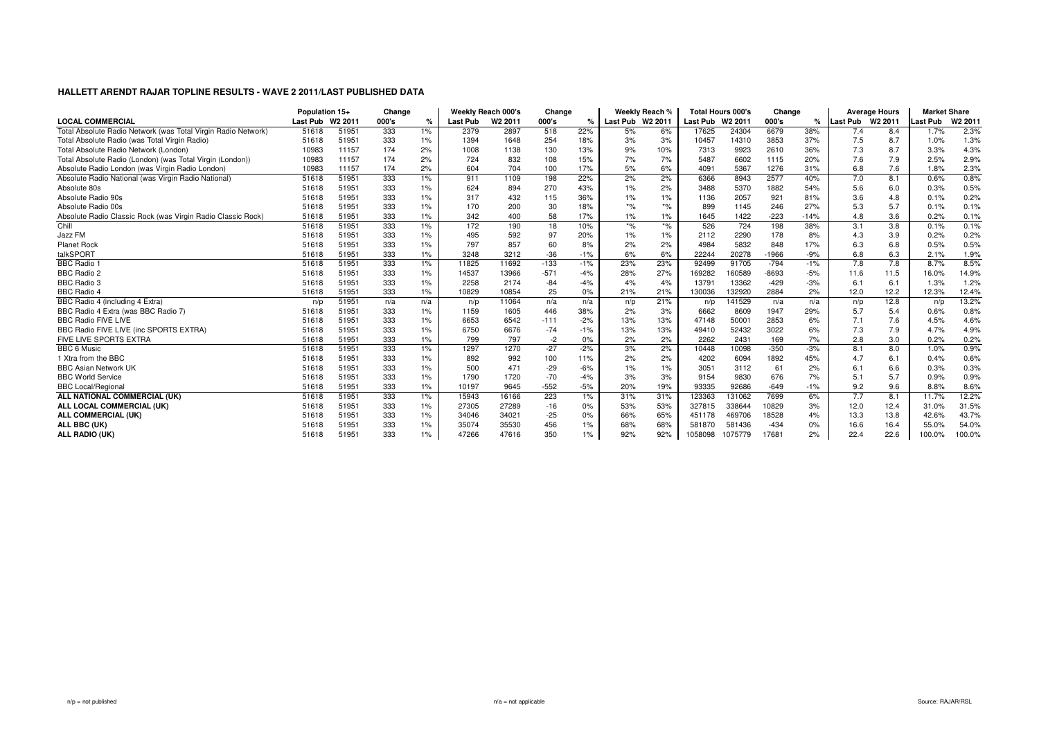## HALLETT ARENDT RAJAR TOPLINE RESULTS - WAVE 2 2011/LAST PUBLISHED DATA

| | Population 15+ | | Change | | Weekly Reach 000's | | Change | | Weekly Reach % | | Total Hours 000's | | Change | | Average Hours | | Market Share | |
|---|---|---|---|---|---|---|---|---|---|---|---|---|---|---|---|---|---|---|
| LOCAL COMMERCIAL | Last Pub | W2 2011 | 000's | % | Last Pub | W2 2011 | 000's | % | Last Pub | W2 2011 | Last Pub | W2 2011 | 000's | % | Last Pub | W2 2011 | Last Pub | W2 2011 |
| Total Absolute Radio Network (was Total Virgin Radio Network) | 51618 | 51951 | 333 | 1% | 2379 | 2897 | 518 | 22% | 5% | 6% | 17625 | 24304 | 6679 | 38% | 7.4 | 8.4 | 1.7% | 2.3% |
| Total Absolute Radio (was Total Virgin Radio) | 51618 | 51951 | 333 | 1% | 1394 | 1648 | 254 | 18% | 3% | 3% | 10457 | 14310 | 3853 | 37% | 7.5 | 8.7 | 1.0% | 1.3% |
| Total Absolute Radio Network (London) | 10983 | 11157 | 174 | 2% | 1008 | 1138 | 130 | 13% | 9% | 10% | 7313 | 9923 | 2610 | 36% | 7.3 | 8.7 | 3.3% | 4.3% |
| Total Absolute Radio (London) (was Total Virgin (London)) | 10983 | 11157 | 174 | 2% | 724 | 832 | 108 | 15% | 7% | 7% | 5487 | 6602 | 1115 | 20% | 7.6 | 7.9 | 2.5% | 2.9% |
| Absolute Radio London (was Virgin Radio London) | 10983 | 11157 | 174 | 2% | 604 | 704 | 100 | 17% | 5% | 6% | 4091 | 5367 | 1276 | 31% | 6.8 | 7.6 | 1.8% | 2.3% |
| Absolute Radio National (was Virgin Radio National) | 51618 | 51951 | 333 | 1% | 911 | 1109 | 198 | 22% | 2% | 2% | 6366 | 8943 | 2577 | 40% | 7.0 | 8.1 | 0.6% | 0.8% |
| Absolute 80s | 51618 | 51951 | 333 | 1% | 624 | 894 | 270 | 43% | 1% | 2% | 3488 | 5370 | 1882 | 54% | 5.6 | 6.0 | 0.3% | 0.5% |
| Absolute Radio 90s | 51618 | 51951 | 333 | 1% | 317 | 432 | 115 | 36% | 1% | 1% | 1136 | 2057 | 921 | 81% | 3.6 | 4.8 | 0.1% | 0.2% |
| Absolute Radio 00s | 51618 | 51951 | 333 | 1% | 170 | 200 | 30 | 18% | *% | *% | 899 | 1145 | 246 | 27% | 5.3 | 5.7 | 0.1% | 0.1% |
| Absolute Radio Classic Rock (was Virgin Radio Classic Rock) | 51618 | 51951 | 333 | 1% | 342 | 400 | 58 | 17% | 1% | 1% | 1645 | 1422 | -223 | -14% | 4.8 | 3.6 | 0.2% | 0.1% |
| Chill | 51618 | 51951 | 333 | 1% | 172 | 190 | 18 | 10% | *% | *% | 526 | 724 | 198 | 38% | 3.1 | 3.8 | 0.1% | 0.1% |
| Jazz FM | 51618 | 51951 | 333 | 1% | 495 | 592 | 97 | 20% | 1% | 1% | 2112 | 2290 | 178 | 8% | 4.3 | 3.9 | 0.2% | 0.2% |
| Planet Rock | 51618 | 51951 | 333 | 1% | 797 | 857 | 60 | 8% | 2% | 2% | 4984 | 5832 | 848 | 17% | 6.3 | 6.8 | 0.5% | 0.5% |
| talkSPORT | 51618 | 51951 | 333 | 1% | 3248 | 3212 | -36 | -1% | 6% | 6% | 22244 | 20278 | -1966 | -9% | 6.8 | 6.3 | 2.1% | 1.9% |
| BBC Radio 1 | 51618 | 51951 | 333 | 1% | 11825 | 11692 | -133 | -1% | 23% | 23% | 92499 | 91705 | -794 | -1% | 7.8 | 7.8 | 8.7% | 8.5% |
| BBC Radio 2 | 51618 | 51951 | 333 | 1% | 14537 | 13966 | -571 | -4% | 28% | 27% | 169282 | 160589 | -8693 | -5% | 11.6 | 11.5 | 16.0% | 14.9% |
| BBC Radio 3 | 51618 | 51951 | 333 | 1% | 2258 | 2174 | -84 | -4% | 4% | 4% | 13791 | 13362 | -429 | -3% | 6.1 | 6.1 | 1.3% | 1.2% |
| BBC Radio 4 | 51618 | 51951 | 333 | 1% | 10829 | 10854 | 25 | 0% | 21% | 21% | 130036 | 132920 | 2884 | 2% | 12.0 | 12.2 | 12.3% | 12.4% |
| BBC Radio 4 (including 4 Extra) | n/p | 51951 | n/a | n/a | n/p | 11064 | n/a | n/a | n/p | 21% | n/p | 141529 | n/a | n/a | n/p | 12.8 | n/p | 13.2% |
| BBC Radio 4 Extra (was BBC Radio 7) | 51618 | 51951 | 333 | 1% | 1159 | 1605 | 446 | 38% | 2% | 3% | 6662 | 8609 | 1947 | 29% | 5.7 | 5.4 | 0.6% | 0.8% |
| BBC Radio FIVE LIVE | 51618 | 51951 | 333 | 1% | 6653 | 6542 | -111 | -2% | 13% | 13% | 47148 | 50001 | 2853 | 6% | 7.1 | 7.6 | 4.5% | 4.6% |
| BBC Radio FIVE LIVE (inc SPORTS EXTRA) | 51618 | 51951 | 333 | 1% | 6750 | 6676 | -74 | -1% | 13% | 13% | 49410 | 52432 | 3022 | 6% | 7.3 | 7.9 | 4.7% | 4.9% |
| FIVE LIVE SPORTS EXTRA | 51618 | 51951 | 333 | 1% | 799 | 797 | -2 | 0% | 2% | 2% | 2262 | 2431 | 169 | 7% | 2.8 | 3.0 | 0.2% | 0.2% |
| BBC 6 Music | 51618 | 51951 | 333 | 1% | 1297 | 1270 | -27 | -2% | 3% | 2% | 10448 | 10098 | -350 | -3% | 8.1 | 8.0 | 1.0% | 0.9% |
| 1 Xtra from the BBC | 51618 | 51951 | 333 | 1% | 892 | 992 | 100 | 11% | 2% | 2% | 4202 | 6094 | 1892 | 45% | 4.7 | 6.1 | 0.4% | 0.6% |
| BBC Asian Network UK | 51618 | 51951 | 333 | 1% | 500 | 471 | -29 | -6% | 1% | 1% | 3051 | 3112 | 61 | 2% | 6.1 | 6.6 | 0.3% | 0.3% |
| BBC World Service | 51618 | 51951 | 333 | 1% | 1790 | 1720 | -70 | -4% | 3% | 3% | 9154 | 9830 | 676 | 7% | 5.1 | 5.7 | 0.9% | 0.9% |
| BBC Local/Regional | 51618 | 51951 | 333 | 1% | 10197 | 9645 | -552 | -5% | 20% | 19% | 93335 | 92686 | -649 | -1% | 9.2 | 9.6 | 8.8% | 8.6% |
| **ALL NATIONAL COMMERCIAL (UK)** | 51618 | 51951 | 333 | 1% | 15943 | 16166 | 223 | 1% | 31% | 31% | 123363 | 131062 | 7699 | 6% | 7.7 | 8.1 | 11.7% | 12.2% |
| **ALL LOCAL COMMERCIAL (UK)** | 51618 | 51951 | 333 | 1% | 27305 | 27289 | -16 | 0% | 53% | 53% | 327815 | 338644 | 10829 | 3% | 12.0 | 12.4 | 31.0% | 31.5% |
| **ALL COMMERCIAL (UK)** | 51618 | 51951 | 333 | 1% | 34046 | 34021 | -25 | 0% | 66% | 65% | 451178 | 469706 | 18528 | 4% | 13.3 | 13.8 | 42.6% | 43.7% |
| **ALL BBC (UK)** | 51618 | 51951 | 333 | 1% | 35074 | 35530 | 456 | 1% | 68% | 68% | 581870 | 581436 | -434 | 0% | 16.6 | 16.4 | 55.0% | 54.0% |
| **ALL RADIO (UK)** | 51618 | 51951 | 333 | 1% | 47266 | 47616 | 350 | 1% | 92% | 92% | 1058098 | 1075779 | 17681 | 2% | 22.4 | 22.6 | 100.0% | 100.0% |

n/p = not published

n/a = not applicable

Source: RAJAR/RSL